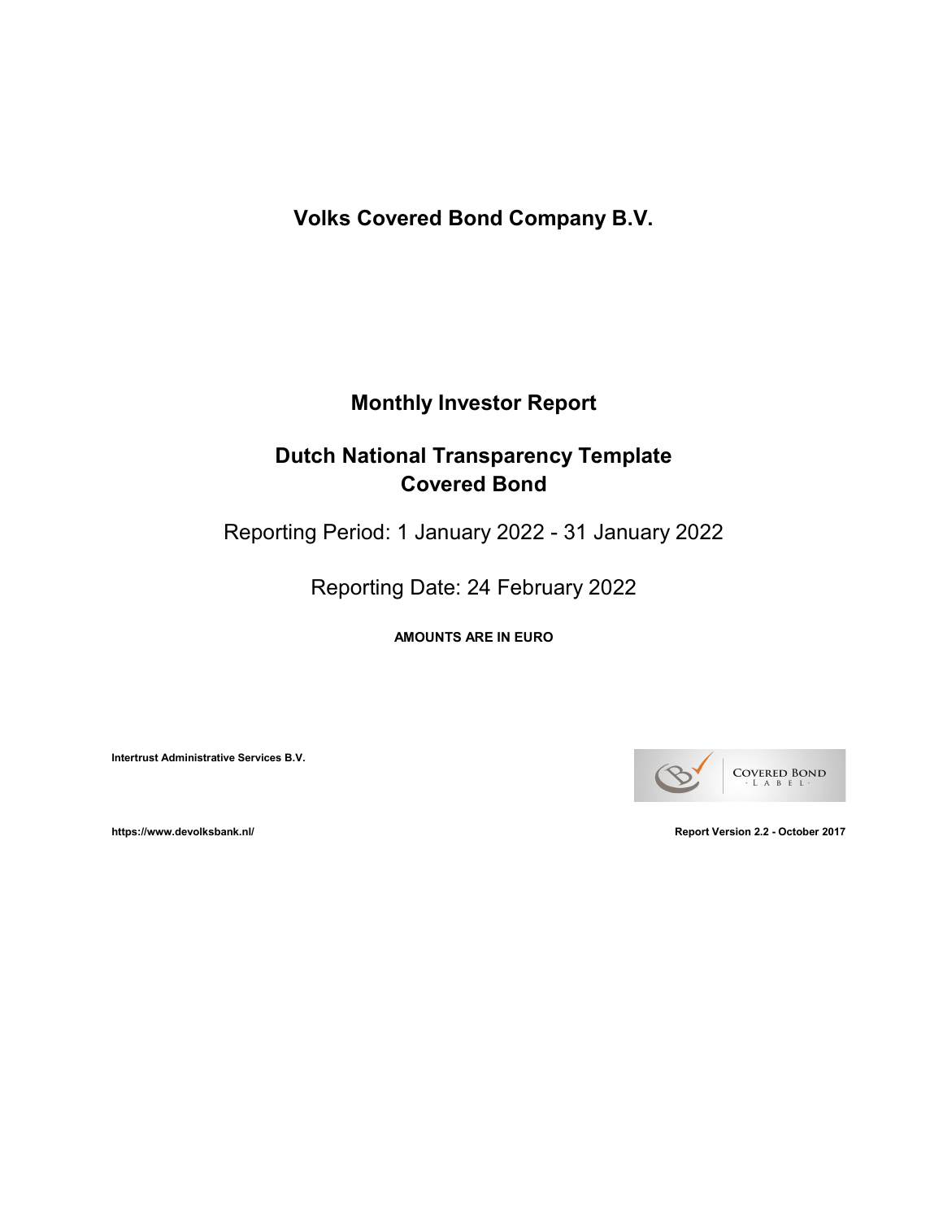# Volks Covered Bond Company B.V.

## Monthly Investor Report

## Dutch National Transparency Template Covered Bond

Reporting Period: 1 January 2022 - 31 January 2022

Reporting Date: 24 February 2022

**AMOUNTS ARE IN EURO**

**Intertrust Administrative Services B.V.**

COVERED BOND · LABEL ·

**https://www.devolksbank.nl/**

**Report Version 2.2 - October 2017**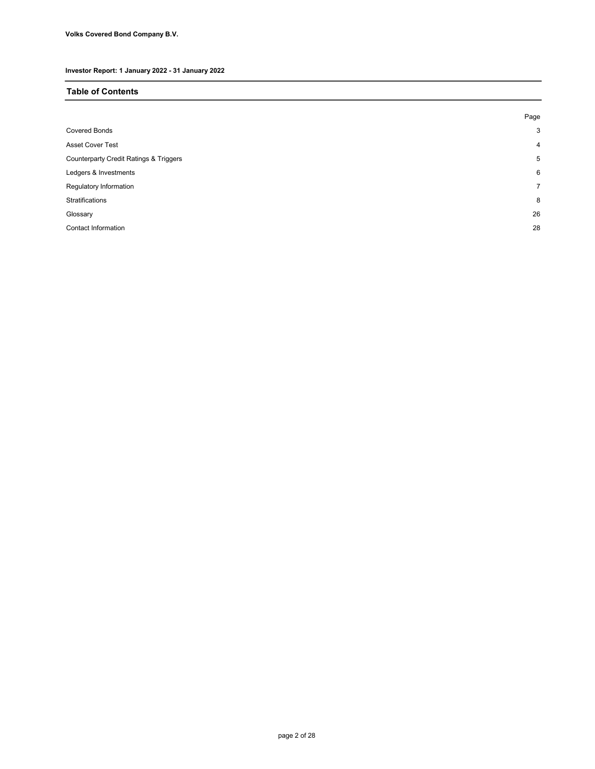**Volks Covered Bond Company B.V.**

**Investor Report: 1 January 2022 - 31 January 2022**

## Table of Contents

| | Page |
|---|---|
| Covered Bonds | 3 |
| Asset Cover Test | 4 |
| Counterparty Credit Ratings & Triggers | 5 |
| Ledgers & Investments | 6 |
| Regulatory Information | 7 |
| Stratifications | 8 |
| Glossary | 26 |
| Contact Information | 28 |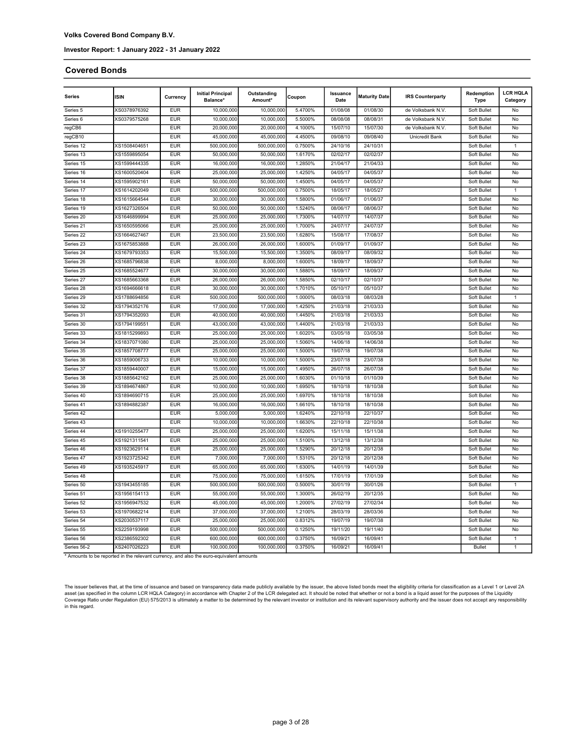**Volks Covered Bond Company B.V.**

**Investor Report: 1 January 2022 - 31 January 2022**

## Covered Bonds

| Series | ISIN | Currency | Initial Principal Balance* | Outstanding Amount* | Coupon | Issuance Date | Maturity Date | IRS Counterparty | Redemption Type | LCR HQLA Category |
|---|---|---|---|---|---|---|---|---|---|---|
| Series 5 | XS0378976392 | EUR | 10,000,000 | 10,000,000 | 5.4700% | 01/08/08 | 01/08/30 | de Volksbank N.V. | Soft Bullet | No |
| Series 6 | XS0379575268 | EUR | 10,000,000 | 10,000,000 | 5.5000% | 08/08/08 | 08/08/31 | de Volksbank N.V. | Soft Bullet | No |
| regCB6 | | EUR | 20,000,000 | 20,000,000 | 4.1000% | 15/07/10 | 15/07/30 | de Volksbank N.V. | Soft Bullet | No |
| regCB10 | | EUR | 45,000,000 | 45,000,000 | 4.4500% | 09/08/10 | 09/08/40 | Unicredit Bank | Soft Bullet | No |
| Series 12 | XS1508404651 | EUR | 500,000,000 | 500,000,000 | 0.7500% | 24/10/16 | 24/10/31 | | Soft Bullet | 1 |
| Series 13 | XS1559895054 | EUR | 50,000,000 | 50,000,000 | 1.6170% | 02/02/17 | 02/02/37 | | Soft Bullet | No |
| Series 15 | XS1599444335 | EUR | 16,000,000 | 16,000,000 | 1.2850% | 21/04/17 | 21/04/33 | | Soft Bullet | No |
| Series 16 | XS1600520404 | EUR | 25,000,000 | 25,000,000 | 1.4250% | 04/05/17 | 04/05/37 | | Soft Bullet | No |
| Series 14 | XS1595902161 | EUR | 50,000,000 | 50,000,000 | 1.4500% | 04/05/17 | 04/05/37 | | Soft Bullet | No |
| Series 17 | XS1614202049 | EUR | 500,000,000 | 500,000,000 | 0.7500% | 18/05/17 | 18/05/27 | | Soft Bullet | 1 |
| Series 18 | XS1615664544 | EUR | 30,000,000 | 30,000,000 | 1.5800% | 01/06/17 | 01/06/37 | | Soft Bullet | No |
| Series 19 | XS1627326504 | EUR | 50,000,000 | 50,000,000 | 1.5240% | 08/06/17 | 08/06/37 | | Soft Bullet | No |
| Series 20 | XS1646899994 | EUR | 25,000,000 | 25,000,000 | 1.7300% | 14/07/17 | 14/07/37 | | Soft Bullet | No |
| Series 21 | XS1650595066 | EUR | 25,000,000 | 25,000,000 | 1.7000% | 24/07/17 | 24/07/37 | | Soft Bullet | No |
| Series 22 | XS1664627467 | EUR | 23,500,000 | 23,500,000 | 1.6280% | 15/08/17 | 17/08/37 | | Soft Bullet | No |
| Series 23 | XS1675853888 | EUR | 26,000,000 | 26,000,000 | 1.6000% | 01/09/17 | 01/09/37 | | Soft Bullet | No |
| Series 24 | XS1679793353 | EUR | 15,500,000 | 15,500,000 | 1.3500% | 08/09/17 | 08/09/32 | | Soft Bullet | No |
| Series 26 | XS1685796838 | EUR | 8,000,000 | 8,000,000 | 1.6000% | 18/09/17 | 18/09/37 | | Soft Bullet | No |
| Series 25 | XS1685524677 | EUR | 30,000,000 | 30,000,000 | 1.5880% | 18/09/17 | 18/09/37 | | Soft Bullet | No |
| Series 27 | XS1685663368 | EUR | 26,000,000 | 26,000,000 | 1.5850% | 02/10/17 | 02/10/37 | | Soft Bullet | No |
| Series 28 | XS1694666618 | EUR | 30,000,000 | 30,000,000 | 1.7010% | 05/10/17 | 05/10/37 | | Soft Bullet | No |
| Series 29 | XS1788694856 | EUR | 500,000,000 | 500,000,000 | 1.0000% | 08/03/18 | 08/03/28 | | Soft Bullet | 1 |
| Series 32 | XS1794352176 | EUR | 17,000,000 | 17,000,000 | 1.4250% | 21/03/18 | 21/03/33 | | Soft Bullet | No |
| Series 31 | XS1794352093 | EUR | 40,000,000 | 40,000,000 | 1.4450% | 21/03/18 | 21/03/33 | | Soft Bullet | No |
| Series 30 | XS1794199551 | EUR | 43,000,000 | 43,000,000 | 1.4400% | 21/03/18 | 21/03/33 | | Soft Bullet | No |
| Series 33 | XS1815299893 | EUR | 25,000,000 | 25,000,000 | 1.6020% | 03/05/18 | 03/05/38 | | Soft Bullet | No |
| Series 34 | XS1837071080 | EUR | 25,000,000 | 25,000,000 | 1.5060% | 14/06/18 | 14/06/38 | | Soft Bullet | No |
| Series 35 | XS1857708777 | EUR | 25,000,000 | 25,000,000 | 1.5000% | 19/07/18 | 19/07/38 | | Soft Bullet | No |
| Series 36 | XS1859006733 | EUR | 10,000,000 | 10,000,000 | 1.5000% | 23/07/18 | 23/07/38 | | Soft Bullet | No |
| Series 37 | XS1859440007 | EUR | 15,000,000 | 15,000,000 | 1.4950% | 26/07/18 | 26/07/38 | | Soft Bullet | No |
| Series 38 | XS1885642162 | EUR | 25,000,000 | 25,000,000 | 1.6030% | 01/10/18 | 01/10/39 | | Soft Bullet | No |
| Series 39 | XS1894674867 | EUR | 10,000,000 | 10,000,000 | 1.6950% | 18/10/18 | 18/10/38 | | Soft Bullet | No |
| Series 40 | XS1894690715 | EUR | 25,000,000 | 25,000,000 | 1.6970% | 18/10/18 | 18/10/38 | | Soft Bullet | No |
| Series 41 | XS1894882387 | EUR | 16,000,000 | 16,000,000 | 1.6610% | 18/10/18 | 18/10/38 | | Soft Bullet | No |
| Series 42 | | EUR | 5,000,000 | 5,000,000 | 1.6240% | 22/10/18 | 22/10/37 | | Soft Bullet | No |
| Series 43 | | EUR | 10,000,000 | 10,000,000 | 1.6630% | 22/10/18 | 22/10/38 | | Soft Bullet | No |
| Series 44 | XS1910255477 | EUR | 25,000,000 | 25,000,000 | 1.6200% | 15/11/18 | 15/11/38 | | Soft Bullet | No |
| Series 45 | XS1921311541 | EUR | 25,000,000 | 25,000,000 | 1.5100% | 13/12/18 | 13/12/38 | | Soft Bullet | No |
| Series 46 | XS1923629114 | EUR | 25,000,000 | 25,000,000 | 1.5290% | 20/12/18 | 20/12/38 | | Soft Bullet | No |
| Series 47 | XS1923725342 | EUR | 7,000,000 | 7,000,000 | 1.5310% | 20/12/18 | 20/12/38 | | Soft Bullet | No |
| Series 49 | XS1935245917 | EUR | 65,000,000 | 65,000,000 | 1.6300% | 14/01/19 | 14/01/39 | | Soft Bullet | No |
| Series 48 | | EUR | 75,000,000 | 75,000,000 | 1.6150% | 17/01/19 | 17/01/39 | | Soft Bullet | No |
| Series 50 | XS1943455185 | EUR | 500,000,000 | 500,000,000 | 0.5000% | 30/01/19 | 30/01/26 | | Soft Bullet | 1 |
| Series 51 | XS1956154113 | EUR | 55,000,000 | 55,000,000 | 1.3000% | 26/02/19 | 20/12/35 | | Soft Bullet | No |
| Series 52 | XS1956947532 | EUR | 45,000,000 | 45,000,000 | 1.2000% | 27/02/19 | 27/02/34 | | Soft Bullet | No |
| Series 53 | XS1970682214 | EUR | 37,000,000 | 37,000,000 | 1.2100% | 28/03/19 | 28/03/36 | | Soft Bullet | No |
| Series 54 | XS2030537117 | EUR | 25,000,000 | 25,000,000 | 0.8312% | 19/07/19 | 19/07/38 | | Soft Bullet | No |
| Series 55 | XS2259193998 | EUR | 500,000,000 | 500,000,000 | 0.1250% | 19/11/20 | 19/11/40 | | Soft Bullet | No |
| Series 56 | XS2386592302 | EUR | 600,000,000 | 600,000,000 | 0.3750% | 16/09/21 | 16/09/41 | | Soft Bullet | 1 |
| Series 56-2 | XS2407026223 | EUR | 100,000,000 | 100,000,000 | 0.3750% | 16/09/21 | 16/09/41 | | Bullet | 1 |

\* Amounts to be reported in the relevant currency, and also the euro-equivalent amounts

The issuer believes that, at the time of issuance and based on transparency data made publicly available by the issuer, the above listed bonds meet the eligibility criteria for classification as a Level 1 or Level 2A asset (as specified in the column LCR HQLA Category) in accordance with Chapter 2 of the LCR delegated act. It should be noted that whether or not a bond is a liquid asset for the purposes of the Liquidity Coverage Ratio under Regulation (EU) 575/2013 is ultimately a matter to be determined by the relevant investor or institution and its relevant supervisory authority and the issuer does not accept any responsibility in this regard.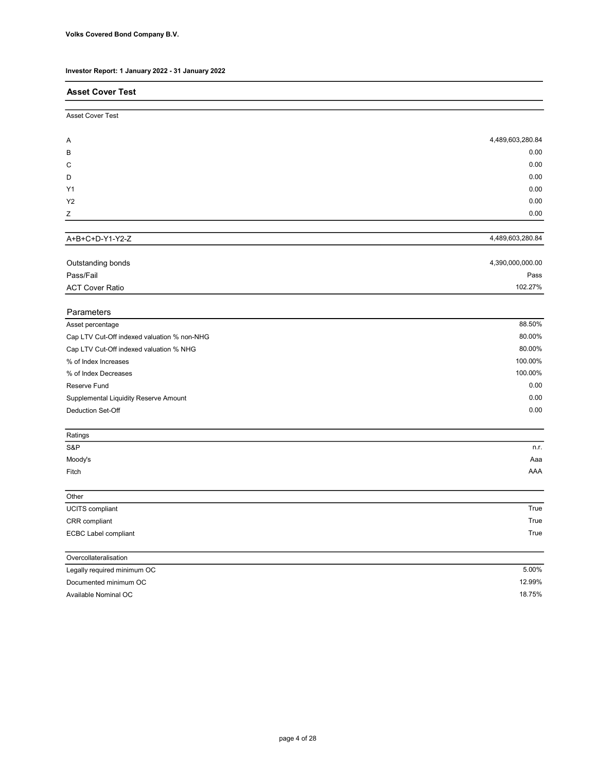**Volks Covered Bond Company B.V.**

**Investor Report: 1 January 2022 - 31 January 2022**

## Asset Cover Test

| Asset Cover Test | |
|---|---|
| A | 4,489,603,280.84 |
| B | 0.00 |
| C | 0.00 |
| D | 0.00 |
| Y1 | 0.00 |
| Y2 | 0.00 |
| Z | 0.00 |
| A+B+C+D-Y1-Y2-Z | 4,489,603,280.84 |
| Outstanding bonds | 4,390,000,000.00 |
| Pass/Fail | Pass |
| ACT Cover Ratio | 102.27% |

| Parameters | |
|---|---|
| Asset percentage | 88.50% |
| Cap LTV Cut-Off indexed valuation % non-NHG | 80.00% |
| Cap LTV Cut-Off indexed valuation % NHG | 80.00% |
| % of Index Increases | 100.00% |
| % of Index Decreases | 100.00% |
| Reserve Fund | 0.00 |
| Supplemental Liquidity Reserve Amount | 0.00 |
| Deduction Set-Off | 0.00 |

| Ratings | |
|---|---|
| S&P | n.r. |
| Moody's | Aaa |
| Fitch | AAA |

| Other | |
|---|---|
| UCITS compliant | True |
| CRR compliant | True |
| ECBC Label compliant | True |

| Overcollateralisation | |
|---|---|
| Legally required minimum OC | 5.00% |
| Documented minimum OC | 12.99% |
| Available Nominal OC | 18.75% |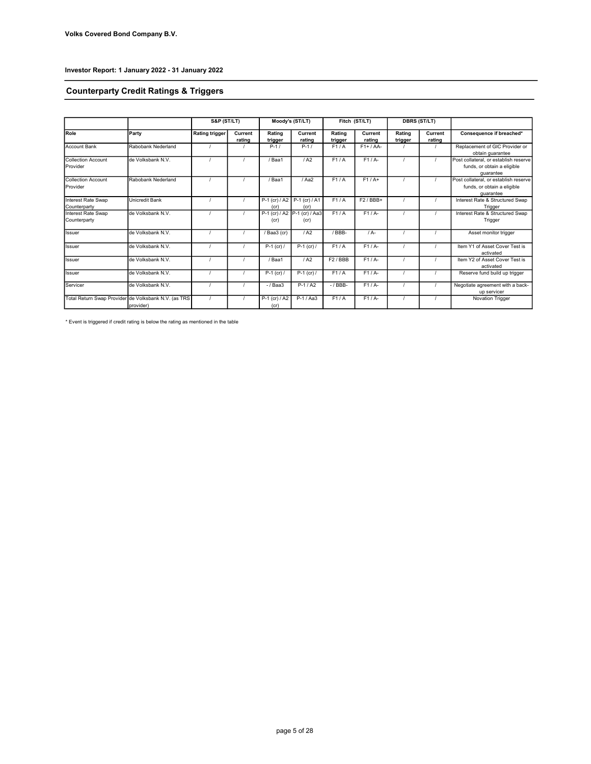**Volks Covered Bond Company B.V.**

**Investor Report: 1 January 2022 - 31 January 2022**

## Counterparty Credit Ratings & Triggers

| | | S&P (ST/LT) | | Moody's (ST/LT) | | Fitch (ST/LT) | | DBRS (ST/LT) | | |
|---|---|---|---|---|---|---|---|---|---|---|
| **Role** | **Party** | **Rating trigger** | **Current rating** | **Rating trigger** | **Current rating** | **Rating trigger** | **Current rating** | **Rating trigger** | **Current rating** | **Consequence if breached*** |
| Account Bank | Rabobank Nederland | / | / | P-1 / | P-1 / | F1 / A | F1+ / AA- | / | / | Replacement of GIC Provider or obtain guarantee |
| Collection Account Provider | de Volksbank N.V. | / | / | / Baa1 | / A2 | F1 / A | F1 / A- | / | / | Post collateral, or establish reserve funds, or obtain a eligible guarantee |
| Collection Account Provider | Rabobank Nederland | / | / | / Baa1 | / Aa2 | F1 / A | F1 / A+ | / | / | Post collateral, or establish reserve funds, or obtain a eligible guarantee |
| Interest Rate Swap Counterparty | Unicredit Bank | / | / | P-1 (cr) / A2 (cr) | P-1 (cr) / A1 (cr) | F1 / A | F2 / BBB+ | / | / | Interest Rate & Structured Swap Trigger |
| Interest Rate Swap Counterparty | de Volksbank N.V. | / | / | P-1 (cr) / A2 (cr) | P-1 (cr) / Aa3 (cr) | F1 / A | F1 / A- | / | / | Interest Rate & Structured Swap Trigger |
| Issuer | de Volksbank N.V. | / | / | / Baa3 (cr) | / A2 | / BBB- | / A- | / | / | Asset monitor trigger |
| Issuer | de Volksbank N.V. | / | / | P-1 (cr) / | P-1 (cr) / | F1 / A | F1 / A- | / | / | Item Y1 of Asset Cover Test is activated |
| Issuer | de Volksbank N.V. | / | / | / Baa1 | / A2 | F2 / BBB | F1 / A- | / | / | Item Y2 of Asset Cover Test is activated |
| Issuer | de Volksbank N.V. | / | / | P-1 (cr) / | P-1 (cr) / | F1 / A | F1 / A- | / | / | Reserve fund build up trigger |
| Servicer | de Volksbank N.V. | / | / | - / Baa3 | P-1 / A2 | - / BBB- | F1 / A- | / | / | Negotiate agreement with a back-up servicer |
| Total Return Swap Provider | de Volksbank N.V. (as TRS provider) | / | / | P-1 (cr) / A2 (cr) | P-1 / Aa3 | F1 / A | F1 / A- | / | / | Novation Trigger |

* Event is triggered if credit rating is below the rating as mentioned in the table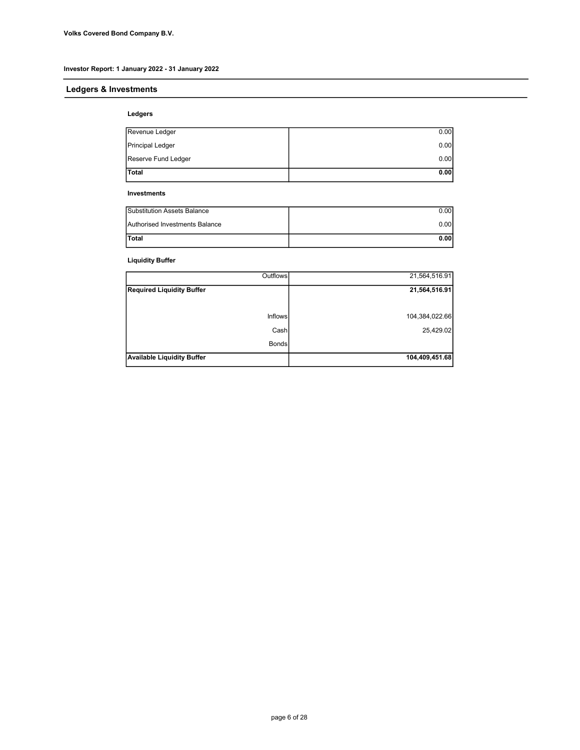Volks Covered Bond Company B.V.

Investor Report: 1 January 2022 - 31 January 2022

## Ledgers & Investments

### Ledgers

| | |
|---|---:|
| Revenue Ledger | 0.00 |
| Principal Ledger | 0.00 |
| Reserve Fund Ledger | 0.00 |
| **Total** | **0.00** |

### Investments

| | |
|---|---:|
| Substitution Assets Balance | 0.00 |
| Authorised Investments Balance | 0.00 |
| **Total** | **0.00** |

### Liquidity Buffer

| | |
|---:|---:|
| Outflows | 21,564,516.91 |
| **Required Liquidity Buffer** | **21,564,516.91** |
| | |
| Inflows | 104,384,022.66 |
| Cash | 25,429.02 |
| Bonds | |
| **Available Liquidity Buffer** | **104,409,451.68** |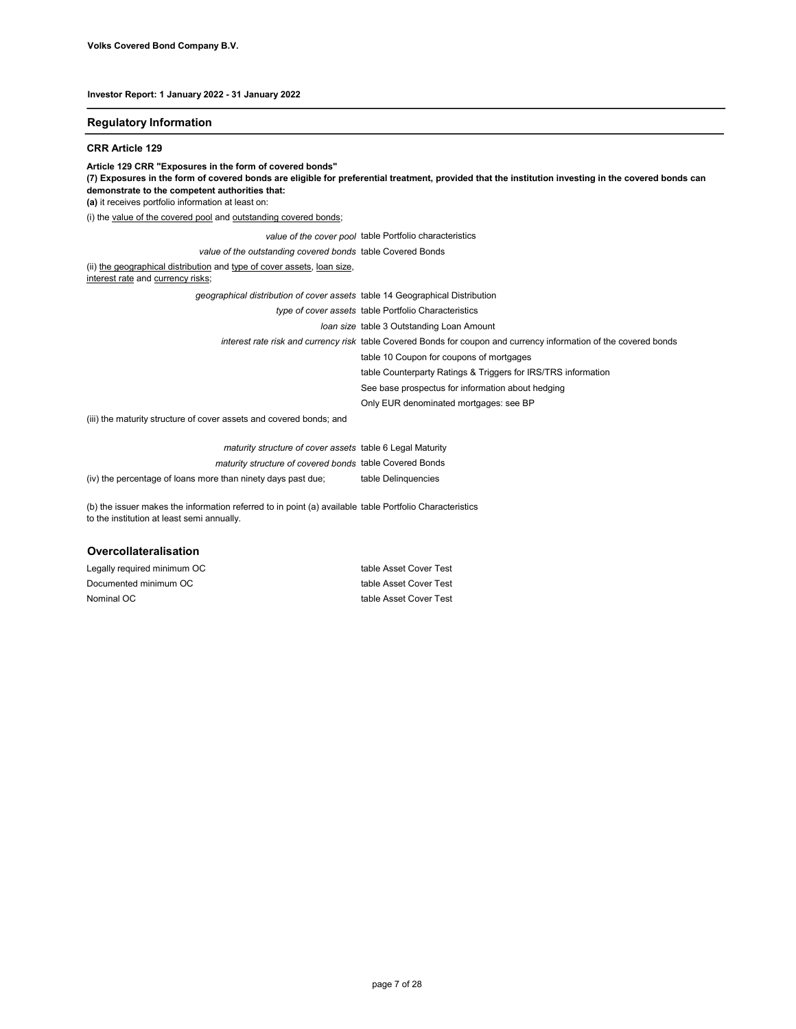**Volks Covered Bond Company B.V.**

**Investor Report: 1 January 2022 - 31 January 2022**

## Regulatory Information

### CRR Article 129

**Article 129 CRR "Exposures in the form of covered bonds"**
**(7) Exposures in the form of covered bonds are eligible for preferential treatment, provided that the institution investing in the covered bonds can demonstrate to the competent authorities that:**
**(a)** it receives portfolio information at least on:

(i) the value of the covered pool and outstanding covered bonds;

| | |
|---|---|
| *value of the cover pool* | table Portfolio characteristics |
| *value of the outstanding covered bonds* | table Covered Bonds |

(ii) the geographical distribution and type of cover assets, loan size, interest rate and currency risks;

| | |
|---|---|
| *geographical distribution of cover assets* | table 14 Geographical Distribution |
| *type of cover assets* | table Portfolio Characteristics |
| *loan size* | table 3 Outstanding Loan Amount |
| *interest rate risk and currency risk* | table Covered Bonds for coupon and currency information of the covered bonds |
| | table 10 Coupon for coupons of mortgages |
| | table Counterparty Ratings & Triggers for IRS/TRS information |
| | See base prospectus for information about hedging |
| | Only EUR denominated mortgages: see BP |

(iii) the maturity structure of cover assets and covered bonds; and

| | |
|---|---|
| *maturity structure of cover assets* | table 6 Legal Maturity |
| *maturity structure of covered bonds* | table Covered Bonds |
| (iv) the percentage of loans more than ninety days past due; | table Delinquencies |

| | |
|---|---|
| (b) the issuer makes the information referred to in point (a) available to the institution at least semi annually. | table Portfolio Characteristics |

### Overcollateralisation

| | |
|---|---|
| Legally required minimum OC | table Asset Cover Test |
| Documented minimum OC | table Asset Cover Test |
| Nominal OC | table Asset Cover Test |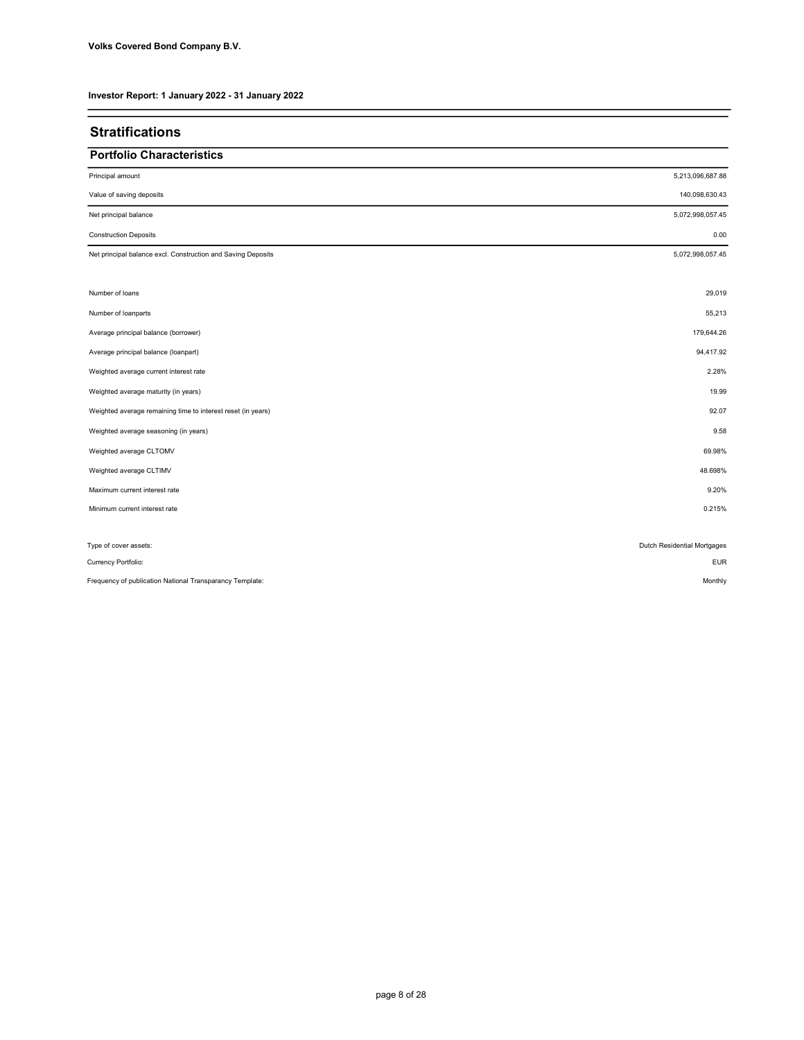Volks Covered Bond Company B.V.

Investor Report: 1 January 2022 - 31 January 2022

# Stratifications

## Portfolio Characteristics

| | |
|---|---|
| Principal amount | 5,213,096,687.88 |
| Value of saving deposits | 140,098,630.43 |
| Net principal balance | 5,072,998,057.45 |
| Construction Deposits | 0.00 |
| Net principal balance excl. Construction and Saving Deposits | 5,072,998,057.45 |

| | |
|---|---|
| Number of loans | 29,019 |
| Number of loanparts | 55,213 |
| Average principal balance (borrower) | 179,644.26 |
| Average principal balance (loanpart) | 94,417.92 |
| Weighted average current interest rate | 2.28% |
| Weighted average maturity (in years) | 19.99 |
| Weighted average remaining time to interest reset (in years) | 92.07 |
| Weighted average seasoning (in years) | 9.58 |
| Weighted average CLTOMV | 69.98% |
| Weighted average CLTIMV | 48.698% |
| Maximum current interest rate | 9.20% |
| Minimum current interest rate | 0.215% |

| | |
|---|---|
| Type of cover assets: | Dutch Residential Mortgages |
| Currency Portfolio: | EUR |
| Frequency of publication National Transparancy Template: | Monthly |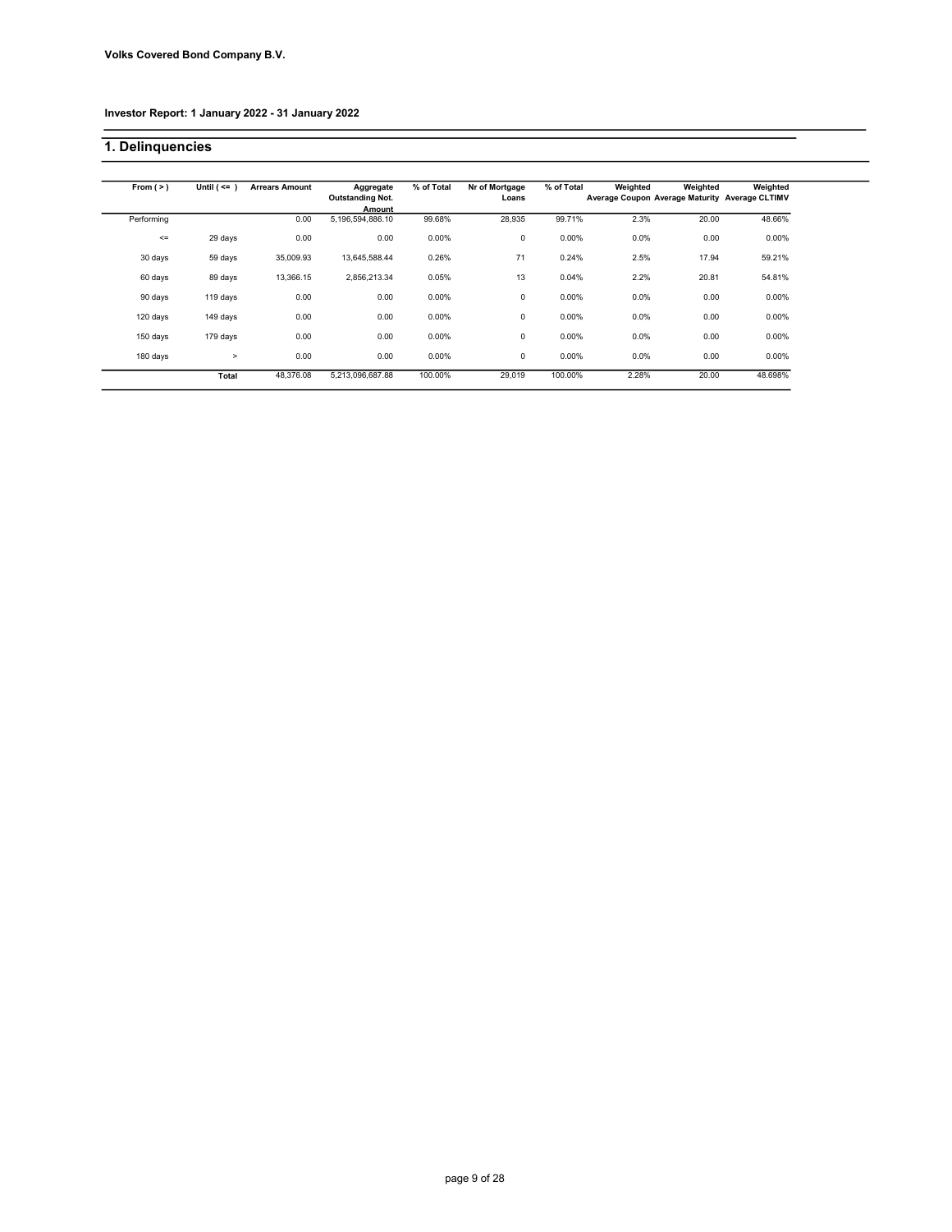**Volks Covered Bond Company B.V.**

**Investor Report: 1 January 2022 - 31 January 2022**

## 1. Delinquencies

| From ( > ) | Until ( <= ) | Arrears Amount | Aggregate Outstanding Not. Amount | % of Total | Nr of Mortgage Loans | % of Total | Weighted Average Coupon | Weighted Average Maturity | Weighted Average CLTIMV |
|---|---|---|---|---|---|---|---|---|---|
| Performing | | 0.00 | 5,196,594,886.10 | 99.68% | 28,935 | 99.71% | 2.3% | 20.00 | 48.66% |
| <= | 29 days | 0.00 | 0.00 | 0.00% | 0 | 0.00% | 0.0% | 0.00 | 0.00% |
| 30 days | 59 days | 35,009.93 | 13,645,588.44 | 0.26% | 71 | 0.24% | 2.5% | 17.94 | 59.21% |
| 60 days | 89 days | 13,366.15 | 2,856,213.34 | 0.05% | 13 | 0.04% | 2.2% | 20.81 | 54.81% |
| 90 days | 119 days | 0.00 | 0.00 | 0.00% | 0 | 0.00% | 0.0% | 0.00 | 0.00% |
| 120 days | 149 days | 0.00 | 0.00 | 0.00% | 0 | 0.00% | 0.0% | 0.00 | 0.00% |
| 150 days | 179 days | 0.00 | 0.00 | 0.00% | 0 | 0.00% | 0.0% | 0.00 | 0.00% |
| 180 days | > | 0.00 | 0.00 | 0.00% | 0 | 0.00% | 0.0% | 0.00 | 0.00% |
| | **Total** | 48,376.08 | 5,213,096,687.88 | 100.00% | 29,019 | 100.00% | 2.28% | 20.00 | 48.698% |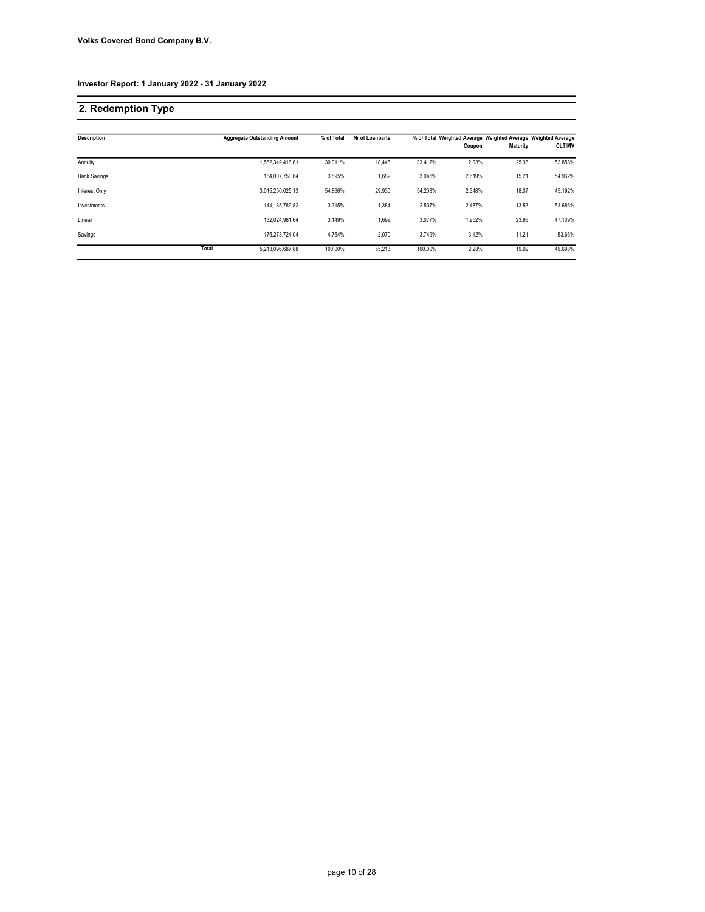**Volks Covered Bond Company B.V.**

**Investor Report: 1 January 2022 - 31 January 2022**

## 2. Redemption Type

| Description | | Aggregate Outstanding Amount | % of Total | Nr of Loanparts | % of Total | Weighted Average Coupon | Weighted Average Maturity | Weighted Average CLTIMV |
|---|---|---|---|---|---|---|---|---|
| Annuity | | 1,582,349,416.61 | 30.011% | 18,448 | 33.412% | 2.03% | 25.38 | 53.858% |
| Bank Savings | | 164,007,750.64 | 3.895% | 1,682 | 3.046% | 2.619% | 15.21 | 54.962% |
| Interest Only | | 3,015,250,025.13 | 54.866% | 29,930 | 54.208% | 2.348% | 18.07 | 45.192% |
| Investments | | 144,185,789.82 | 3.315% | 1,384 | 2.507% | 2.487% | 13.53 | 53.686% |
| Lineair | | 132,024,981.64 | 3.149% | 1,699 | 3.077% | 1.952% | 23.96 | 47.109% |
| Savings | | 175,278,724.04 | 4.764% | 2,070 | 3.749% | 3.12% | 11.21 | 53.66% |
| | **Total** | 5,213,096,687.88 | 100.00% | 55,213 | 100.00% | 2.28% | 19.99 | 48.698% |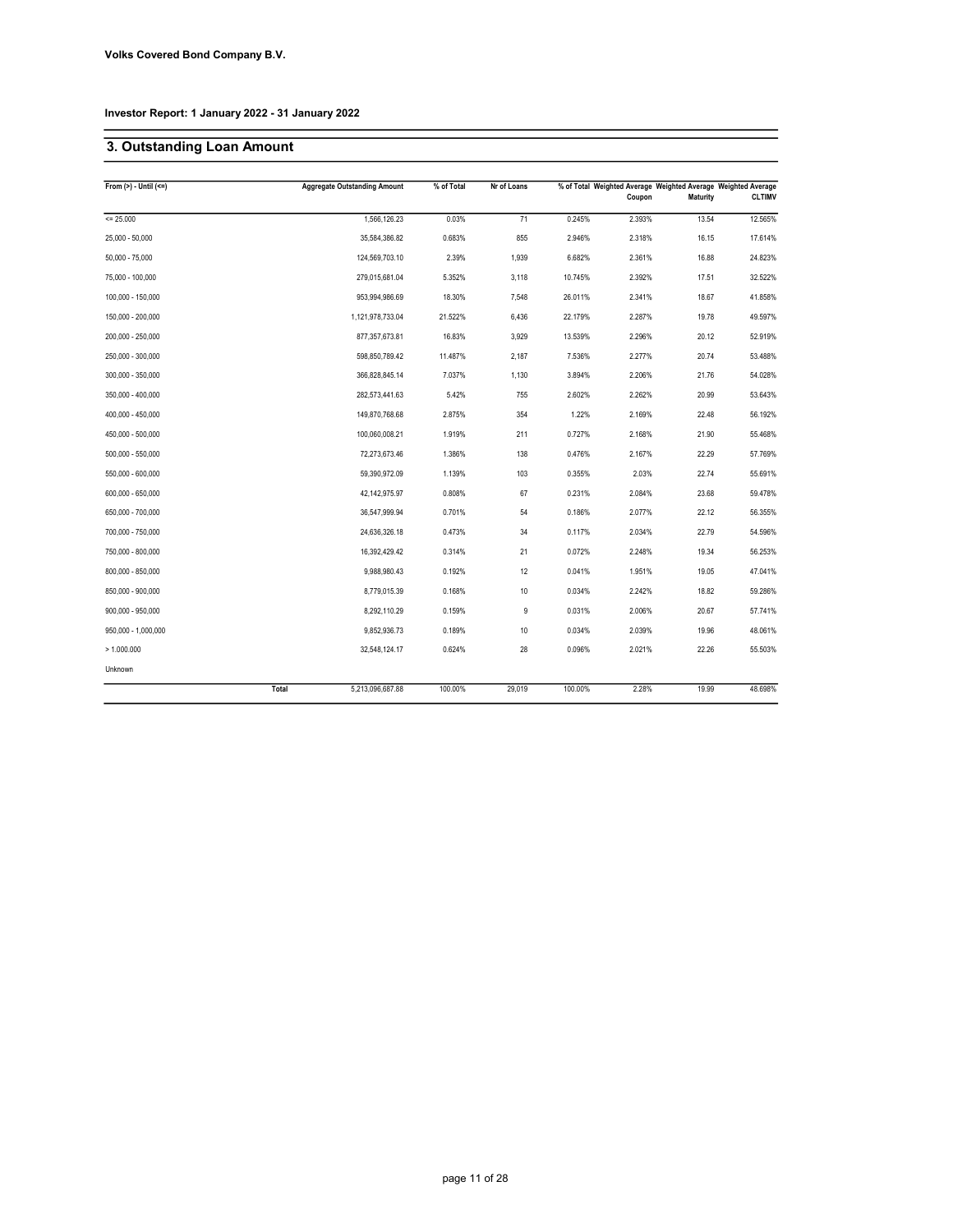**Volks Covered Bond Company B.V.**

**Investor Report: 1 January 2022 - 31 January 2022**

## 3. Outstanding Loan Amount

| From (>) - Until (<=) | Aggregate Outstanding Amount | % of Total | Nr of Loans | % of Total | Weighted Average Coupon | Weighted Average Maturity | Weighted Average CLTIMV |
|---|---|---|---|---|---|---|---|
| <= 25.000 | 1,566,126.23 | 0.03% | 71 | 0.245% | 2.393% | 13.54 | 12.565% |
| 25,000 - 50,000 | 35,584,386.82 | 0.683% | 855 | 2.946% | 2.318% | 16.15 | 17.614% |
| 50,000 - 75,000 | 124,569,703.10 | 2.39% | 1,939 | 6.682% | 2.361% | 16.88 | 24.823% |
| 75,000 - 100,000 | 279,015,681.04 | 5.352% | 3,118 | 10.745% | 2.392% | 17.51 | 32.522% |
| 100,000 - 150,000 | 953,994,986.69 | 18.30% | 7,548 | 26.011% | 2.341% | 18.67 | 41.858% |
| 150,000 - 200,000 | 1,121,978,733.04 | 21.522% | 6,436 | 22.179% | 2.287% | 19.78 | 49.597% |
| 200,000 - 250,000 | 877,357,673.81 | 16.83% | 3,929 | 13.539% | 2.296% | 20.12 | 52.919% |
| 250,000 - 300,000 | 598,850,789.42 | 11.487% | 2,187 | 7.536% | 2.277% | 20.74 | 53.488% |
| 300,000 - 350,000 | 366,828,845.14 | 7.037% | 1,130 | 3.894% | 2.206% | 21.76 | 54.028% |
| 350,000 - 400,000 | 282,573,441.63 | 5.42% | 755 | 2.602% | 2.262% | 20.99 | 53.643% |
| 400,000 - 450,000 | 149,870,768.68 | 2.875% | 354 | 1.22% | 2.169% | 22.48 | 56.192% |
| 450,000 - 500,000 | 100,060,008.21 | 1.919% | 211 | 0.727% | 2.168% | 21.90 | 55.468% |
| 500,000 - 550,000 | 72,273,673.46 | 1.386% | 138 | 0.476% | 2.167% | 22.29 | 57.769% |
| 550,000 - 600,000 | 59,390,972.09 | 1.139% | 103 | 0.355% | 2.03% | 22.74 | 55.691% |
| 600,000 - 650,000 | 42,142,975.97 | 0.808% | 67 | 0.231% | 2.084% | 23.68 | 59.478% |
| 650,000 - 700,000 | 36,547,999.94 | 0.701% | 54 | 0.186% | 2.077% | 22.12 | 56.355% |
| 700,000 - 750,000 | 24,636,326.18 | 0.473% | 34 | 0.117% | 2.034% | 22.79 | 54.596% |
| 750,000 - 800,000 | 16,392,429.42 | 0.314% | 21 | 0.072% | 2.248% | 19.34 | 56.253% |
| 800,000 - 850,000 | 9,988,980.43 | 0.192% | 12 | 0.041% | 1.951% | 19.05 | 47.041% |
| 850,000 - 900,000 | 8,779,015.39 | 0.168% | 10 | 0.034% | 2.242% | 18.82 | 59.286% |
| 900,000 - 950,000 | 8,292,110.29 | 0.159% | 9 | 0.031% | 2.006% | 20.67 | 57.741% |
| 950,000 - 1,000,000 | 9,852,936.73 | 0.189% | 10 | 0.034% | 2.039% | 19.96 | 48.061% |
| > 1.000.000 | 32,548,124.17 | 0.624% | 28 | 0.096% | 2.021% | 22.26 | 55.503% |
| Unknown | | | | | | | |
| Total | 5,213,096,687.88 | 100.00% | 29,019 | 100.00% | 2.28% | 19.99 | 48.698% |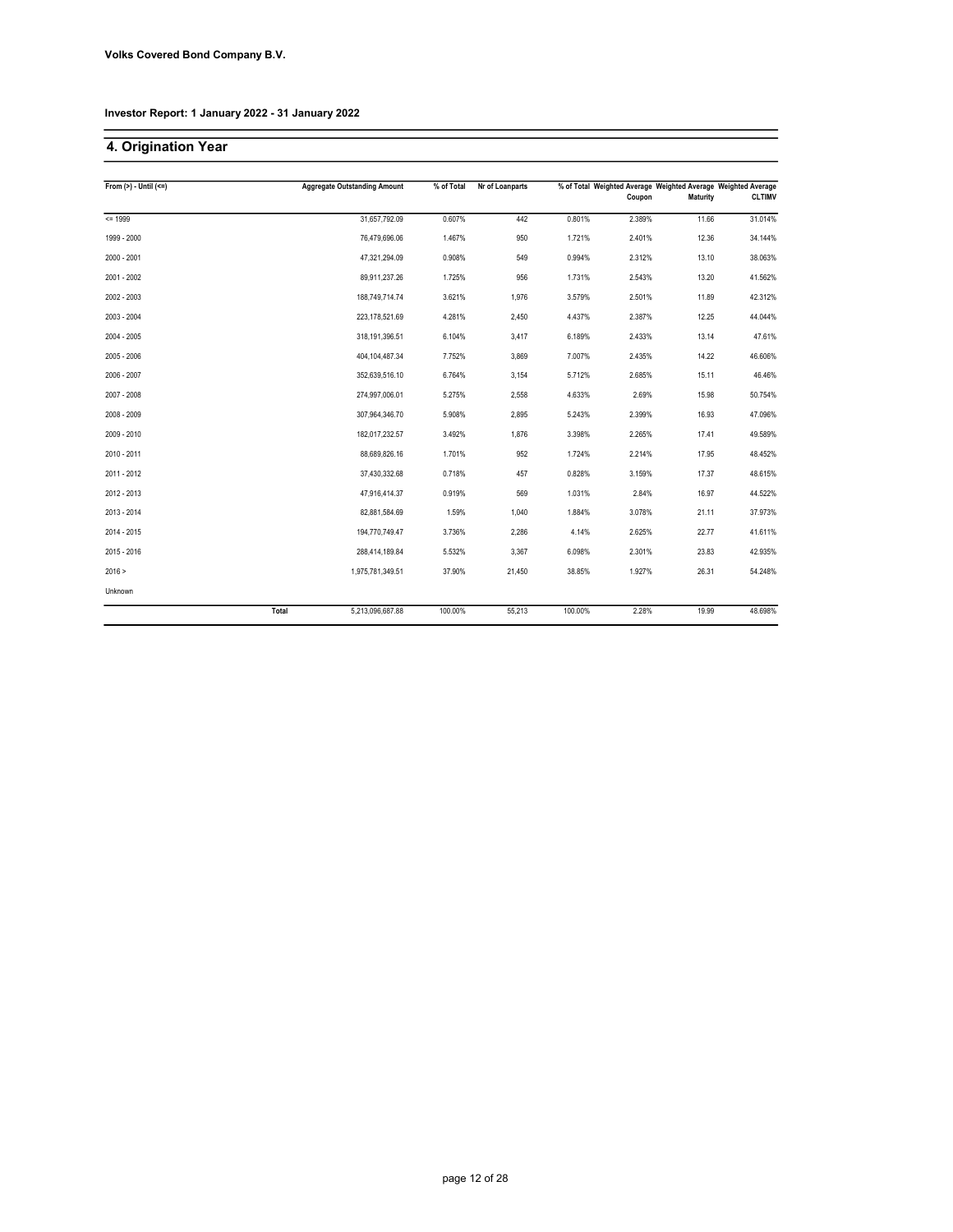**Volks Covered Bond Company B.V.**

**Investor Report: 1 January 2022 - 31 January 2022**

## 4. Origination Year

| From (>) - Until (<=) | Aggregate Outstanding Amount | % of Total | Nr of Loanparts | % of Total | Weighted Average Coupon | Weighted Average Maturity | Weighted Average CLTIMV |
|---|---|---|---|---|---|---|---|
| <= 1999 | 31,657,792.09 | 0.607% | 442 | 0.801% | 2.389% | 11.66 | 31.014% |
| 1999 - 2000 | 76,479,696.06 | 1.467% | 950 | 1.721% | 2.401% | 12.36 | 34.144% |
| 2000 - 2001 | 47,321,294.09 | 0.908% | 549 | 0.994% | 2.312% | 13.10 | 38.063% |
| 2001 - 2002 | 89,911,237.26 | 1.725% | 956 | 1.731% | 2.543% | 13.20 | 41.562% |
| 2002 - 2003 | 188,749,714.74 | 3.621% | 1,976 | 3.579% | 2.501% | 11.89 | 42.312% |
| 2003 - 2004 | 223,178,521.69 | 4.281% | 2,450 | 4.437% | 2.387% | 12.25 | 44.044% |
| 2004 - 2005 | 318,191,396.51 | 6.104% | 3,417 | 6.189% | 2.433% | 13.14 | 47.61% |
| 2005 - 2006 | 404,104,487.34 | 7.752% | 3,869 | 7.007% | 2.435% | 14.22 | 46.606% |
| 2006 - 2007 | 352,639,516.10 | 6.764% | 3,154 | 5.712% | 2.685% | 15.11 | 46.46% |
| 2007 - 2008 | 274,997,006.01 | 5.275% | 2,558 | 4.633% | 2.69% | 15.98 | 50.754% |
| 2008 - 2009 | 307,964,346.70 | 5.908% | 2,895 | 5.243% | 2.399% | 16.93 | 47.096% |
| 2009 - 2010 | 182,017,232.57 | 3.492% | 1,876 | 3.398% | 2.265% | 17.41 | 49.589% |
| 2010 - 2011 | 88,689,826.16 | 1.701% | 952 | 1.724% | 2.214% | 17.95 | 48.452% |
| 2011 - 2012 | 37,430,332.68 | 0.718% | 457 | 0.828% | 3.159% | 17.37 | 48.615% |
| 2012 - 2013 | 47,916,414.37 | 0.919% | 569 | 1.031% | 2.84% | 16.97 | 44.522% |
| 2013 - 2014 | 82,881,584.69 | 1.59% | 1,040 | 1.884% | 3.078% | 21.11 | 37.973% |
| 2014 - 2015 | 194,770,749.47 | 3.736% | 2,286 | 4.14% | 2.625% | 22.77 | 41.611% |
| 2015 - 2016 | 288,414,189.84 | 5.532% | 3,367 | 6.098% | 2.301% | 23.83 | 42.935% |
| 2016 > | 1,975,781,349.51 | 37.90% | 21,450 | 38.85% | 1.927% | 26.31 | 54.248% |
| Unknown | | | | | | | |
| **Total** | 5,213,096,687.88 | 100.00% | 55,213 | 100.00% | 2.28% | 19.99 | 48.698% |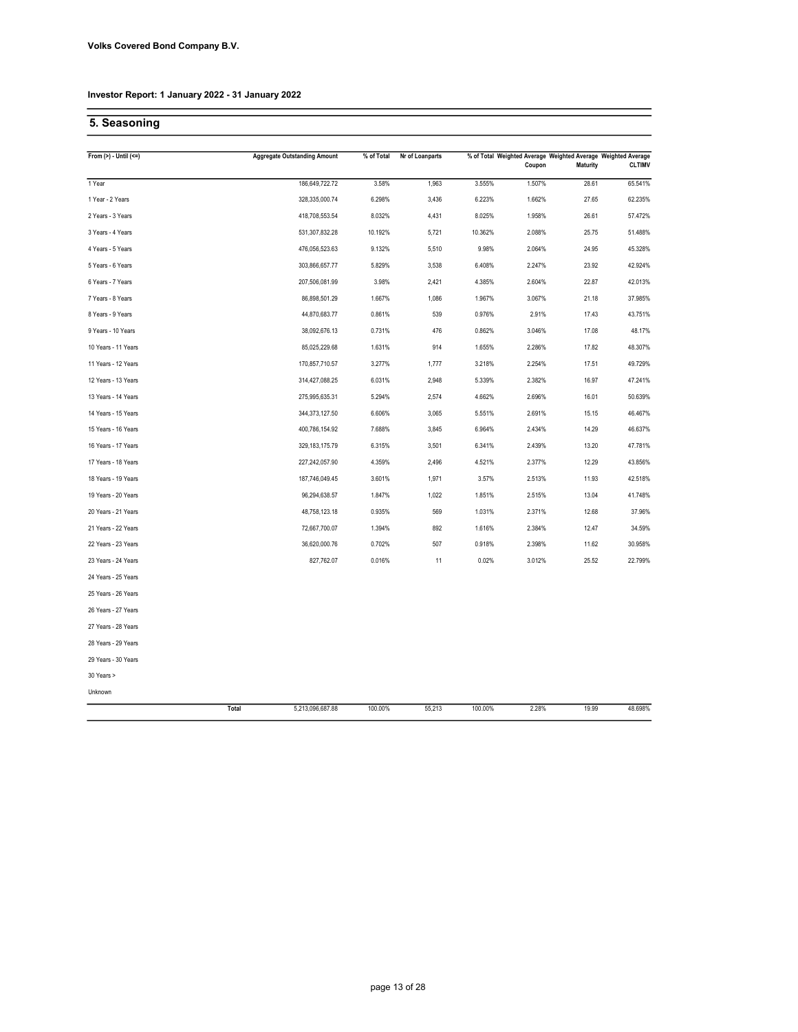**Volks Covered Bond Company B.V.**

**Investor Report: 1 January 2022 - 31 January 2022**

## 5. Seasoning

| From (>) - Until (<=) | Aggregate Outstanding Amount | % of Total | Nr of Loanparts | % of Total | Weighted Average Coupon | Weighted Average Maturity | Weighted Average CLTIMV |
|---|---|---|---|---|---|---|---|
| 1 Year | 186,649,722.72 | 3.58% | 1,963 | 3.555% | 1.507% | 28.61 | 65.541% |
| 1 Year - 2 Years | 328,335,000.74 | 6.298% | 3,436 | 6.223% | 1.662% | 27.65 | 62.235% |
| 2 Years - 3 Years | 418,708,553.54 | 8.032% | 4,431 | 8.025% | 1.958% | 26.61 | 57.472% |
| 3 Years - 4 Years | 531,307,832.28 | 10.192% | 5,721 | 10.362% | 2.088% | 25.75 | 51.488% |
| 4 Years - 5 Years | 476,056,523.63 | 9.132% | 5,510 | 9.98% | 2.064% | 24.95 | 45.328% |
| 5 Years - 6 Years | 303,866,657.77 | 5.829% | 3,538 | 6.408% | 2.247% | 23.92 | 42.924% |
| 6 Years - 7 Years | 207,506,081.99 | 3.98% | 2,421 | 4.385% | 2.604% | 22.87 | 42.013% |
| 7 Years - 8 Years | 86,898,501.29 | 1.667% | 1,086 | 1.967% | 3.067% | 21.18 | 37.985% |
| 8 Years - 9 Years | 44,870,683.77 | 0.861% | 539 | 0.976% | 2.91% | 17.43 | 43.751% |
| 9 Years - 10 Years | 38,092,676.13 | 0.731% | 476 | 0.862% | 3.046% | 17.08 | 48.17% |
| 10 Years - 11 Years | 85,025,229.68 | 1.631% | 914 | 1.655% | 2.286% | 17.82 | 48.307% |
| 11 Years - 12 Years | 170,857,710.57 | 3.277% | 1,777 | 3.218% | 2.254% | 17.51 | 49.729% |
| 12 Years - 13 Years | 314,427,088.25 | 6.031% | 2,948 | 5.339% | 2.382% | 16.97 | 47.241% |
| 13 Years - 14 Years | 275,995,635.31 | 5.294% | 2,574 | 4.662% | 2.696% | 16.01 | 50.639% |
| 14 Years - 15 Years | 344,373,127.50 | 6.606% | 3,065 | 5.551% | 2.691% | 15.15 | 46.467% |
| 15 Years - 16 Years | 400,786,154.92 | 7.688% | 3,845 | 6.964% | 2.434% | 14.29 | 46.637% |
| 16 Years - 17 Years | 329,183,175.79 | 6.315% | 3,501 | 6.341% | 2.439% | 13.20 | 47.781% |
| 17 Years - 18 Years | 227,242,057.90 | 4.359% | 2,496 | 4.521% | 2.377% | 12.29 | 43.856% |
| 18 Years - 19 Years | 187,746,049.45 | 3.601% | 1,971 | 3.57% | 2.513% | 11.93 | 42.518% |
| 19 Years - 20 Years | 96,294,638.57 | 1.847% | 1,022 | 1.851% | 2.515% | 13.04 | 41.748% |
| 20 Years - 21 Years | 48,758,123.18 | 0.935% | 569 | 1.031% | 2.371% | 12.68 | 37.96% |
| 21 Years - 22 Years | 72,667,700.07 | 1.394% | 892 | 1.616% | 2.384% | 12.47 | 34.59% |
| 22 Years - 23 Years | 36,620,000.76 | 0.702% | 507 | 0.918% | 2.398% | 11.62 | 30.958% |
| 23 Years - 24 Years | 827,762.07 | 0.016% | 11 | 0.02% | 3.012% | 25.52 | 22.799% |
| 24 Years - 25 Years | | | | | | | |
| 25 Years - 26 Years | | | | | | | |
| 26 Years - 27 Years | | | | | | | |
| 27 Years - 28 Years | | | | | | | |
| 28 Years - 29 Years | | | | | | | |
| 29 Years - 30 Years | | | | | | | |
| 30 Years > | | | | | | | |
| Unknown | | | | | | | |
| **Total** | 5,213,096,687.88 | 100.00% | 55,213 | 100.00% | 2.28% | 19.99 | 48.698% |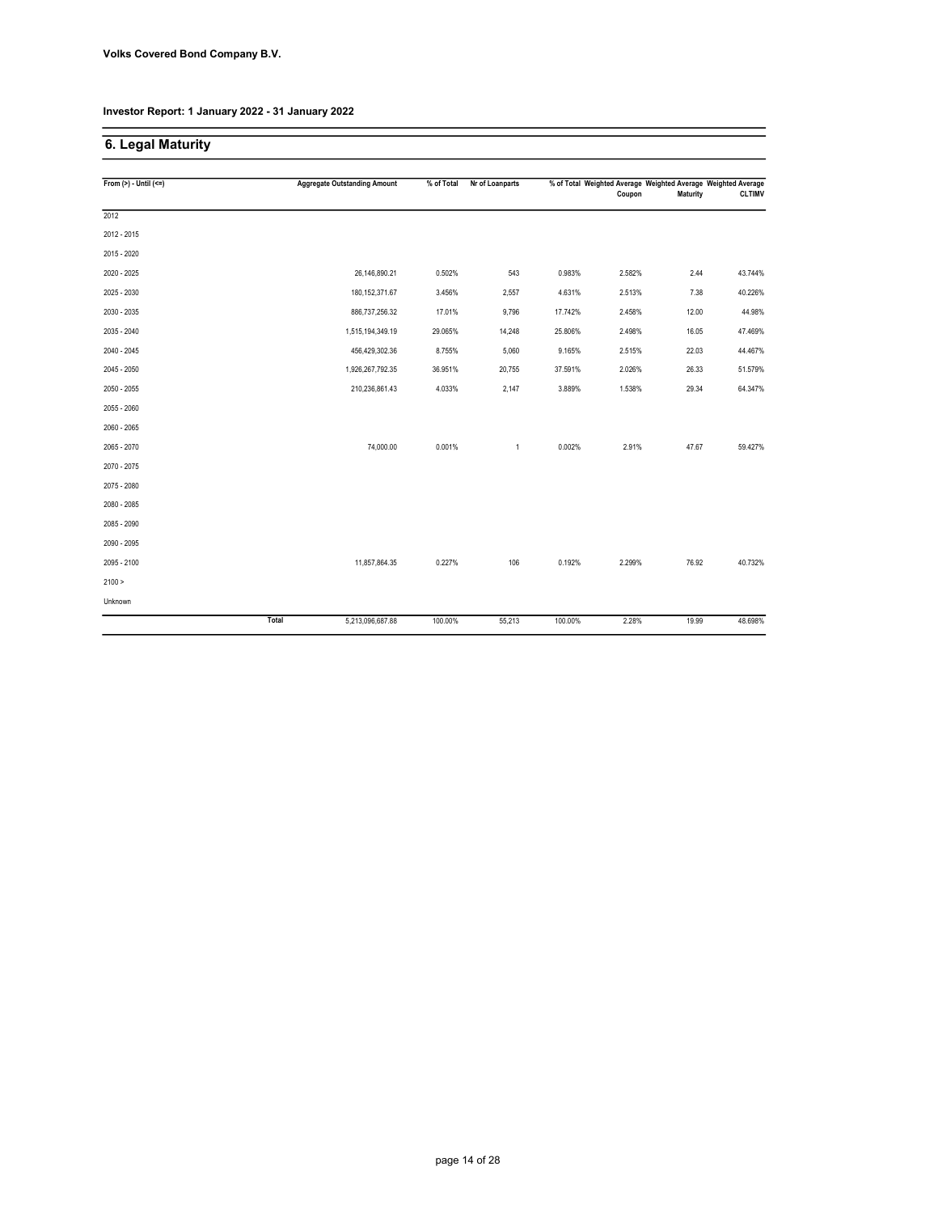**Volks Covered Bond Company B.V.**

**Investor Report: 1 January 2022 - 31 January 2022**

## 6. Legal Maturity

| From (>) - Until (<=) | Aggregate Outstanding Amount | % of Total | Nr of Loanparts | % of Total | Weighted Average Coupon | Weighted Average Maturity | Weighted Average CLTIMV |
|---|---|---|---|---|---|---|---|
| 2012 | | | | | | | |
| 2012 - 2015 | | | | | | | |
| 2015 - 2020 | | | | | | | |
| 2020 - 2025 | 26,146,890.21 | 0.502% | 543 | 0.983% | 2.582% | 2.44 | 43.744% |
| 2025 - 2030 | 180,152,371.67 | 3.456% | 2,557 | 4.631% | 2.513% | 7.38 | 40.226% |
| 2030 - 2035 | 886,737,256.32 | 17.01% | 9,796 | 17.742% | 2.458% | 12.00 | 44.98% |
| 2035 - 2040 | 1,515,194,349.19 | 29.065% | 14,248 | 25.806% | 2.498% | 16.05 | 47.469% |
| 2040 - 2045 | 456,429,302.36 | 8.755% | 5,060 | 9.165% | 2.515% | 22.03 | 44.467% |
| 2045 - 2050 | 1,926,267,792.35 | 36.951% | 20,755 | 37.591% | 2.026% | 26.33 | 51.579% |
| 2050 - 2055 | 210,236,861.43 | 4.033% | 2,147 | 3.889% | 1.538% | 29.34 | 64.347% |
| 2055 - 2060 | | | | | | | |
| 2060 - 2065 | | | | | | | |
| 2065 - 2070 | 74,000.00 | 0.001% | 1 | 0.002% | 2.91% | 47.67 | 59.427% |
| 2070 - 2075 | | | | | | | |
| 2075 - 2080 | | | | | | | |
| 2080 - 2085 | | | | | | | |
| 2085 - 2090 | | | | | | | |
| 2090 - 2095 | | | | | | | |
| 2095 - 2100 | 11,857,864.35 | 0.227% | 106 | 0.192% | 2.299% | 76.92 | 40.732% |
| 2100 > | | | | | | | |
| Unknown | | | | | | | |
| **Total** | 5,213,096,687.88 | 100.00% | 55,213 | 100.00% | 2.28% | 19.99 | 48.698% |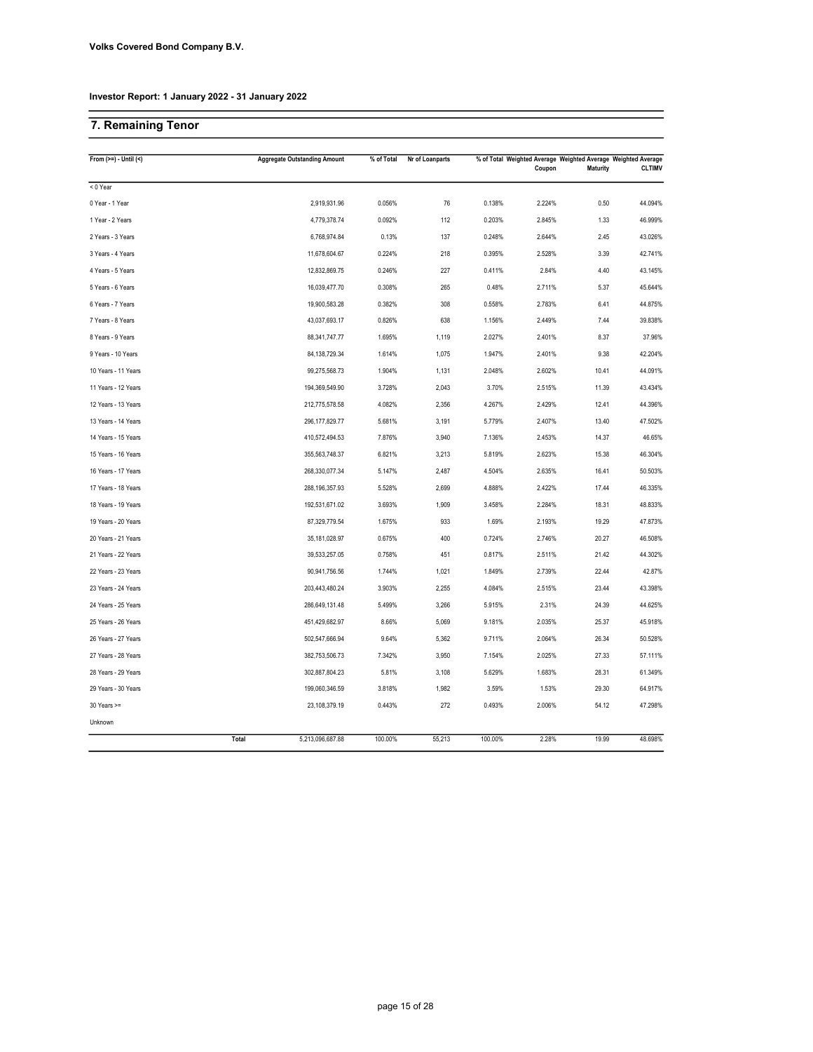**Volks Covered Bond Company B.V.**

**Investor Report: 1 January 2022 - 31 January 2022**

## 7. Remaining Tenor

| From (>=) - Until (<) | | Aggregate Outstanding Amount | % of Total | Nr of Loanparts | % of Total | Weighted Average Coupon | Weighted Average Maturity | Weighted Average CLTIMV |
|---|---|---|---|---|---|---|---|---|
| < 0 Year | | | | | | | | |
| 0 Year - 1 Year | | 2,919,931.96 | 0.056% | 76 | 0.138% | 2.224% | 0.50 | 44.094% |
| 1 Year - 2 Years | | 4,779,378.74 | 0.092% | 112 | 0.203% | 2.845% | 1.33 | 46.999% |
| 2 Years - 3 Years | | 6,768,974.84 | 0.13% | 137 | 0.248% | 2.644% | 2.45 | 43.026% |
| 3 Years - 4 Years | | 11,678,604.67 | 0.224% | 218 | 0.395% | 2.528% | 3.39 | 42.741% |
| 4 Years - 5 Years | | 12,832,869.75 | 0.246% | 227 | 0.411% | 2.84% | 4.40 | 43.145% |
| 5 Years - 6 Years | | 16,039,477.70 | 0.308% | 265 | 0.48% | 2.711% | 5.37 | 45.644% |
| 6 Years - 7 Years | | 19,900,583.28 | 0.382% | 308 | 0.558% | 2.783% | 6.41 | 44.875% |
| 7 Years - 8 Years | | 43,037,693.17 | 0.826% | 638 | 1.156% | 2.449% | 7.44 | 39.838% |
| 8 Years - 9 Years | | 88,341,747.77 | 1.695% | 1,119 | 2.027% | 2.401% | 8.37 | 37.96% |
| 9 Years - 10 Years | | 84,138,729.34 | 1.614% | 1,075 | 1.947% | 2.401% | 9.38 | 42.204% |
| 10 Years - 11 Years | | 99,275,568.73 | 1.904% | 1,131 | 2.048% | 2.602% | 10.41 | 44.091% |
| 11 Years - 12 Years | | 194,369,549.90 | 3.728% | 2,043 | 3.70% | 2.515% | 11.39 | 43.434% |
| 12 Years - 13 Years | | 212,775,578.58 | 4.082% | 2,356 | 4.267% | 2.429% | 12.41 | 44.396% |
| 13 Years - 14 Years | | 296,177,829.77 | 5.681% | 3,191 | 5.779% | 2.407% | 13.40 | 47.502% |
| 14 Years - 15 Years | | 410,572,494.53 | 7.876% | 3,940 | 7.136% | 2.453% | 14.37 | 46.65% |
| 15 Years - 16 Years | | 355,563,748.37 | 6.821% | 3,213 | 5.819% | 2.623% | 15.38 | 46.304% |
| 16 Years - 17 Years | | 268,330,077.34 | 5.147% | 2,487 | 4.504% | 2.635% | 16.41 | 50.503% |
| 17 Years - 18 Years | | 288,196,357.93 | 5.528% | 2,699 | 4.888% | 2.422% | 17.44 | 46.335% |
| 18 Years - 19 Years | | 192,531,671.02 | 3.693% | 1,909 | 3.458% | 2.284% | 18.31 | 48.833% |
| 19 Years - 20 Years | | 87,329,779.54 | 1.675% | 933 | 1.69% | 2.193% | 19.29 | 47.873% |
| 20 Years - 21 Years | | 35,181,028.97 | 0.675% | 400 | 0.724% | 2.746% | 20.27 | 46.508% |
| 21 Years - 22 Years | | 39,533,257.05 | 0.758% | 451 | 0.817% | 2.511% | 21.42 | 44.302% |
| 22 Years - 23 Years | | 90,941,756.56 | 1.744% | 1,021 | 1.849% | 2.739% | 22.44 | 42.87% |
| 23 Years - 24 Years | | 203,443,480.24 | 3.903% | 2,255 | 4.084% | 2.515% | 23.44 | 43.398% |
| 24 Years - 25 Years | | 286,649,131.48 | 5.499% | 3,266 | 5.915% | 2.31% | 24.39 | 44.625% |
| 25 Years - 26 Years | | 451,429,682.97 | 8.66% | 5,069 | 9.181% | 2.035% | 25.37 | 45.918% |
| 26 Years - 27 Years | | 502,547,666.94 | 9.64% | 5,362 | 9.711% | 2.064% | 26.34 | 50.528% |
| 27 Years - 28 Years | | 382,753,506.73 | 7.342% | 3,950 | 7.154% | 2.025% | 27.33 | 57.111% |
| 28 Years - 29 Years | | 302,887,804.23 | 5.81% | 3,108 | 5.629% | 1.683% | 28.31 | 61.349% |
| 29 Years - 30 Years | | 199,060,346.59 | 3.818% | 1,982 | 3.59% | 1.53% | 29.30 | 64.917% |
| 30 Years >= | | 23,108,379.19 | 0.443% | 272 | 0.493% | 2.006% | 54.12 | 47.298% |
| Unknown | | | | | | | | |
| | Total | 5,213,096,687.88 | 100.00% | 55,213 | 100.00% | 2.28% | 19.99 | 48.698% |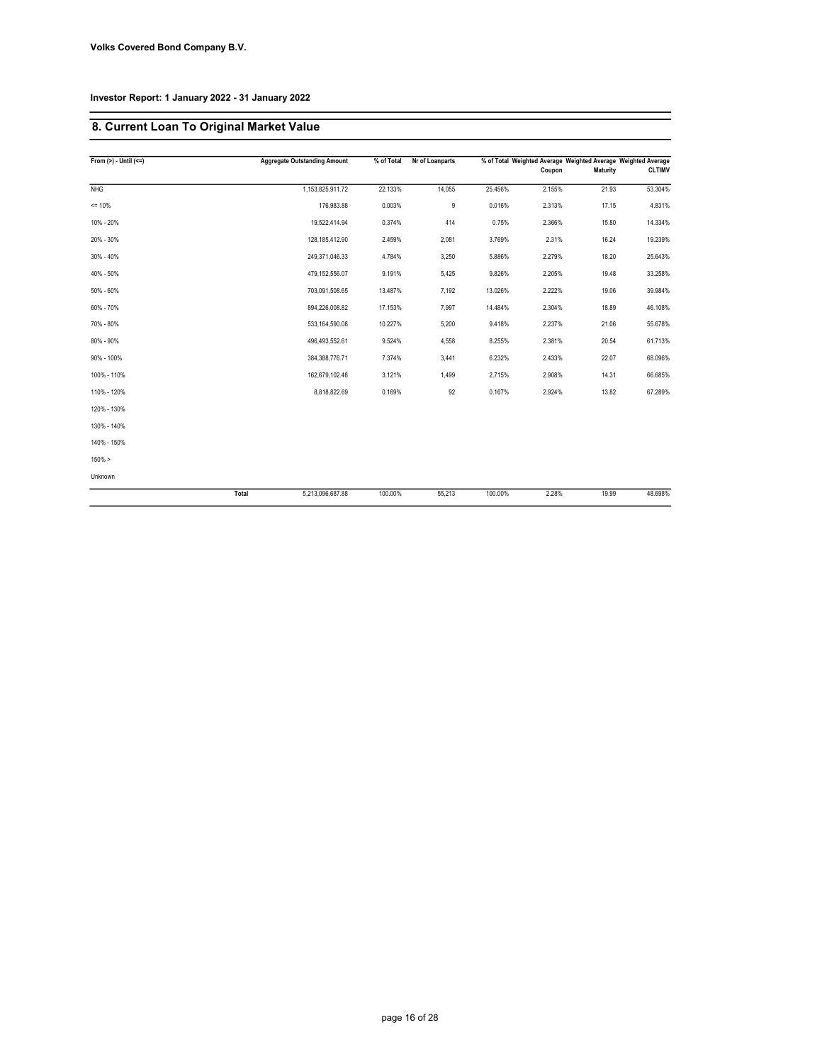**Volks Covered Bond Company B.V.**

**Investor Report: 1 January 2022 - 31 January 2022**

## 8. Current Loan To Original Market Value

| From (>) - Until (<=) | Aggregate Outstanding Amount | % of Total | Nr of Loanparts | % of Total | Weighted Average Coupon | Weighted Average Maturity | Weighted Average CLTIMV |
|---|---|---|---|---|---|---|---|
| NHG | 1,153,825,911.72 | 22.133% | 14,055 | 25.456% | 2.155% | 21.93 | 53.304% |
| <= 10% | 176,983.88 | 0.003% | 9 | 0.016% | 2.313% | 17.15 | 4.831% |
| 10% - 20% | 19,522,414.94 | 0.374% | 414 | 0.75% | 2.366% | 15.80 | 14.334% |
| 20% - 30% | 128,185,412.90 | 2.459% | 2,081 | 3.769% | 2.31% | 16.24 | 19.239% |
| 30% - 40% | 249,371,046.33 | 4.784% | 3,250 | 5.886% | 2.279% | 18.20 | 25.643% |
| 40% - 50% | 479,152,556.07 | 9.191% | 5,425 | 9.826% | 2.205% | 19.48 | 33.258% |
| 50% - 60% | 703,091,508.65 | 13.487% | 7,192 | 13.026% | 2.222% | 19.06 | 39.984% |
| 60% - 70% | 894,226,008.82 | 17.153% | 7,997 | 14.484% | 2.304% | 18.89 | 46.108% |
| 70% - 80% | 533,164,590.08 | 10.227% | 5,200 | 9.418% | 2.237% | 21.06 | 55.678% |
| 80% - 90% | 496,493,552.61 | 9.524% | 4,558 | 8.255% | 2.381% | 20.54 | 61.713% |
| 90% - 100% | 384,388,776.71 | 7.374% | 3,441 | 6.232% | 2.433% | 22.07 | 68.096% |
| 100% - 110% | 162,679,102.48 | 3.121% | 1,499 | 2.715% | 2.908% | 14.31 | 66.685% |
| 110% - 120% | 8,818,822.69 | 0.169% | 92 | 0.167% | 2.924% | 13.82 | 67.289% |
| 120% - 130% | | | | | | | |
| 130% - 140% | | | | | | | |
| 140% - 150% | | | | | | | |
| 150% > | | | | | | | |
| Unknown | | | | | | | |
| Total | 5,213,096,687.88 | 100.00% | 55,213 | 100.00% | 2.28% | 19.99 | 48.698% |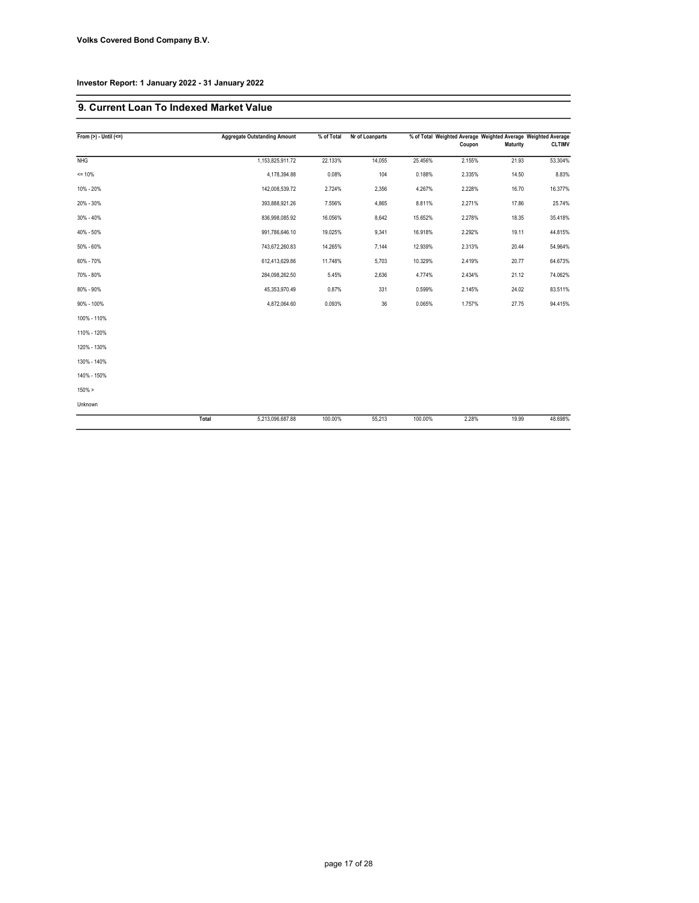**Volks Covered Bond Company B.V.**

**Investor Report: 1 January 2022 - 31 January 2022**

## 9. Current Loan To Indexed Market Value

| From (>) - Until (<=) | Aggregate Outstanding Amount | % of Total | Nr of Loanparts | % of Total | Weighted Average Coupon | Weighted Average Maturity | Weighted Average CLTIMV |
|---|---|---|---|---|---|---|---|
| NHG | 1,153,825,911.72 | 22.133% | 14,055 | 25.456% | 2.155% | 21.93 | 53.304% |
| <= 10% | 4,178,394.88 | 0.08% | 104 | 0.188% | 2.335% | 14.50 | 8.83% |
| 10% - 20% | 142,008,539.72 | 2.724% | 2,356 | 4.267% | 2.228% | 16.70 | 16.377% |
| 20% - 30% | 393,888,921.26 | 7.556% | 4,865 | 8.811% | 2.271% | 17.86 | 25.74% |
| 30% - 40% | 836,998,085.92 | 16.056% | 8,642 | 15.652% | 2.278% | 18.35 | 35.418% |
| 40% - 50% | 991,786,646.10 | 19.025% | 9,341 | 16.918% | 2.292% | 19.11 | 44.815% |
| 50% - 60% | 743,672,260.83 | 14.265% | 7,144 | 12.939% | 2.313% | 20.44 | 54.964% |
| 60% - 70% | 612,413,629.86 | 11.748% | 5,703 | 10.329% | 2.419% | 20.77 | 64.673% |
| 70% - 80% | 284,098,262.50 | 5.45% | 2,636 | 4.774% | 2.434% | 21.12 | 74.062% |
| 80% - 90% | 45,353,970.49 | 0.87% | 331 | 0.599% | 2.145% | 24.02 | 83.511% |
| 90% - 100% | 4,872,064.60 | 0.093% | 36 | 0.065% | 1.757% | 27.75 | 94.415% |
| 100% - 110% | | | | | | | |
| 110% - 120% | | | | | | | |
| 120% - 130% | | | | | | | |
| 130% - 140% | | | | | | | |
| 140% - 150% | | | | | | | |
| 150% > | | | | | | | |
| Unknown | | | | | | | |
| **Total** | 5,213,096,687.88 | 100.00% | 55,213 | 100.00% | 2.28% | 19.99 | 48.698% |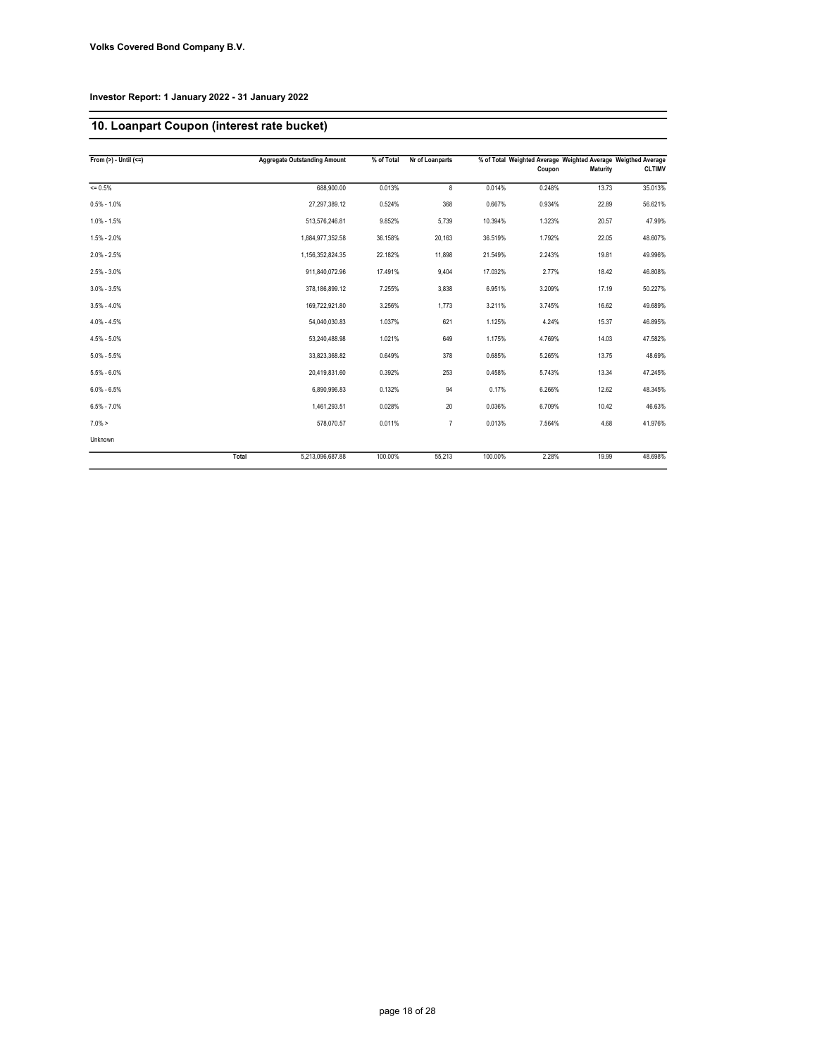**Volks Covered Bond Company B.V.**

**Investor Report: 1 January 2022 - 31 January 2022**

## 10. Loanpart Coupon (interest rate bucket)

| From (>) - Until (<=) | | Aggregate Outstanding Amount | % of Total | Nr of Loanparts | % of Total | Weighted Average Coupon | Weighted Average Maturity | Weigthed Average CLTIMV |
|---|---|---|---|---|---|---|---|---|
| <= 0.5% | | 688,900.00 | 0.013% | 8 | 0.014% | 0.248% | 13.73 | 35.013% |
| 0.5% - 1.0% | | 27,297,389.12 | 0.524% | 368 | 0.667% | 0.934% | 22.89 | 56.621% |
| 1.0% - 1.5% | | 513,576,246.81 | 9.852% | 5,739 | 10.394% | 1.323% | 20.57 | 47.99% |
| 1.5% - 2.0% | | 1,884,977,352.58 | 36.158% | 20,163 | 36.519% | 1.792% | 22.05 | 48.607% |
| 2.0% - 2.5% | | 1,156,352,824.35 | 22.182% | 11,898 | 21.549% | 2.243% | 19.81 | 49.996% |
| 2.5% - 3.0% | | 911,840,072.96 | 17.491% | 9,404 | 17.032% | 2.77% | 18.42 | 46.808% |
| 3.0% - 3.5% | | 378,186,899.12 | 7.255% | 3,838 | 6.951% | 3.209% | 17.19 | 50.227% |
| 3.5% - 4.0% | | 169,722,921.80 | 3.256% | 1,773 | 3.211% | 3.745% | 16.62 | 49.689% |
| 4.0% - 4.5% | | 54,040,030.83 | 1.037% | 621 | 1.125% | 4.24% | 15.37 | 46.895% |
| 4.5% - 5.0% | | 53,240,488.98 | 1.021% | 649 | 1.175% | 4.769% | 14.03 | 47.582% |
| 5.0% - 5.5% | | 33,823,368.82 | 0.649% | 378 | 0.685% | 5.265% | 13.75 | 48.69% |
| 5.5% - 6.0% | | 20,419,831.60 | 0.392% | 253 | 0.458% | 5.743% | 13.34 | 47.245% |
| 6.0% - 6.5% | | 6,890,996.83 | 0.132% | 94 | 0.17% | 6.266% | 12.62 | 48.345% |
| 6.5% - 7.0% | | 1,461,293.51 | 0.028% | 20 | 0.036% | 6.709% | 10.42 | 46.63% |
| 7.0% > | | 578,070.57 | 0.011% | 7 | 0.013% | 7.564% | 4.68 | 41.976% |
| Unknown | | | | | | | | |
| | Total | 5,213,096,687.88 | 100.00% | 55,213 | 100.00% | 2.28% | 19.99 | 48.698% |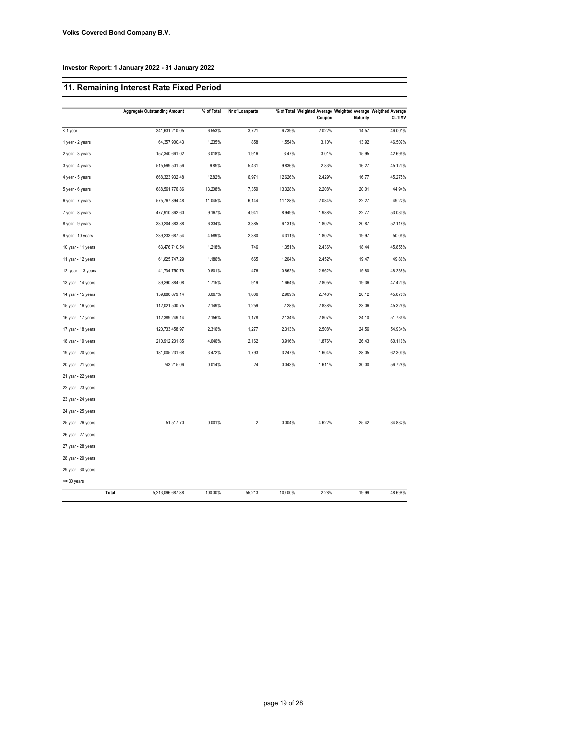**Volks Covered Bond Company B.V.**

**Investor Report: 1 January 2022 - 31 January 2022**

## 11. Remaining Interest Rate Fixed Period

| | Aggregate Outstanding Amount | % of Total | Nr of Loanparts | % of Total | Weighted Average Coupon | Weighted Average Maturity | Weigthed Average CLTIMV |
|---|---|---|---|---|---|---|---|
| < 1 year | 341,631,210.05 | 6.553% | 3,721 | 6.739% | 2.022% | 14.57 | 46.001% |
| 1 year - 2 years | 64,357,900.43 | 1.235% | 858 | 1.554% | 3.10% | 13.92 | 46.507% |
| 2 year - 3 years | 157,340,661.02 | 3.018% | 1,916 | 3.47% | 3.01% | 15.95 | 42.695% |
| 3 year - 4 years | 515,599,501.56 | 9.89% | 5,431 | 9.836% | 2.83% | 16.27 | 45.123% |
| 4 year - 5 years | 668,323,932.48 | 12.82% | 6,971 | 12.626% | 2.429% | 16.77 | 45.275% |
| 5 year - 6 years | 688,561,776.86 | 13.208% | 7,359 | 13.328% | 2.208% | 20.01 | 44.94% |
| 6 year - 7 years | 575,767,894.48 | 11.045% | 6,144 | 11.128% | 2.084% | 22.27 | 49.22% |
| 7 year - 8 years | 477,910,362.60 | 9.167% | 4,941 | 8.949% | 1.988% | 22.77 | 53.033% |
| 8 year - 9 years | 330,204,383.88 | 6.334% | 3,385 | 6.131% | 1.802% | 20.87 | 52.118% |
| 9 year - 10 years | 239,233,687.54 | 4.589% | 2,380 | 4.311% | 1.802% | 19.97 | 50.05% |
| 10 year - 11 years | 63,476,710.54 | 1.218% | 746 | 1.351% | 2.436% | 18.44 | 45.855% |
| 11 year - 12 years | 61,825,747.29 | 1.186% | 665 | 1.204% | 2.452% | 19.47 | 49.86% |
| 12 year - 13 years | 41,734,750.78 | 0.801% | 476 | 0.862% | 2.962% | 19.80 | 48.238% |
| 13 year - 14 years | 89,390,884.08 | 1.715% | 919 | 1.664% | 2.805% | 19.36 | 47.423% |
| 14 year - 15 years | 159,880,879.14 | 3.067% | 1,606 | 2.909% | 2.746% | 20.12 | 45.878% |
| 15 year - 16 years | 112,021,500.75 | 2.149% | 1,259 | 2.28% | 2.838% | 23.06 | 45.326% |
| 16 year - 17 years | 112,389,249.14 | 2.156% | 1,178 | 2.134% | 2.807% | 24.10 | 51.735% |
| 17 year - 18 years | 120,733,458.97 | 2.316% | 1,277 | 2.313% | 2.508% | 24.56 | 54.934% |
| 18 year - 19 years | 210,912,231.85 | 4.046% | 2,162 | 3.916% | 1.876% | 26.43 | 60.116% |
| 19 year - 20 years | 181,005,231.68 | 3.472% | 1,793 | 3.247% | 1.604% | 28.05 | 62.303% |
| 20 year - 21 years | 743,215.06 | 0.014% | 24 | 0.043% | 1.611% | 30.00 | 56.728% |
| 21 year - 22 years | | | | | | | |
| 22 year - 23 years | | | | | | | |
| 23 year - 24 years | | | | | | | |
| 24 year - 25 years | | | | | | | |
| 25 year - 26 years | 51,517.70 | 0.001% | 2 | 0.004% | 4.622% | 25.42 | 34.832% |
| 26 year - 27 years | | | | | | | |
| 27 year - 28 years | | | | | | | |
| 28 year - 29 years | | | | | | | |
| 29 year - 30 years | | | | | | | |
| >= 30 years | | | | | | | |
| **Total** | 5,213,096,687.88 | 100.00% | 55,213 | 100.00% | 2.28% | 19.99 | 48.698% |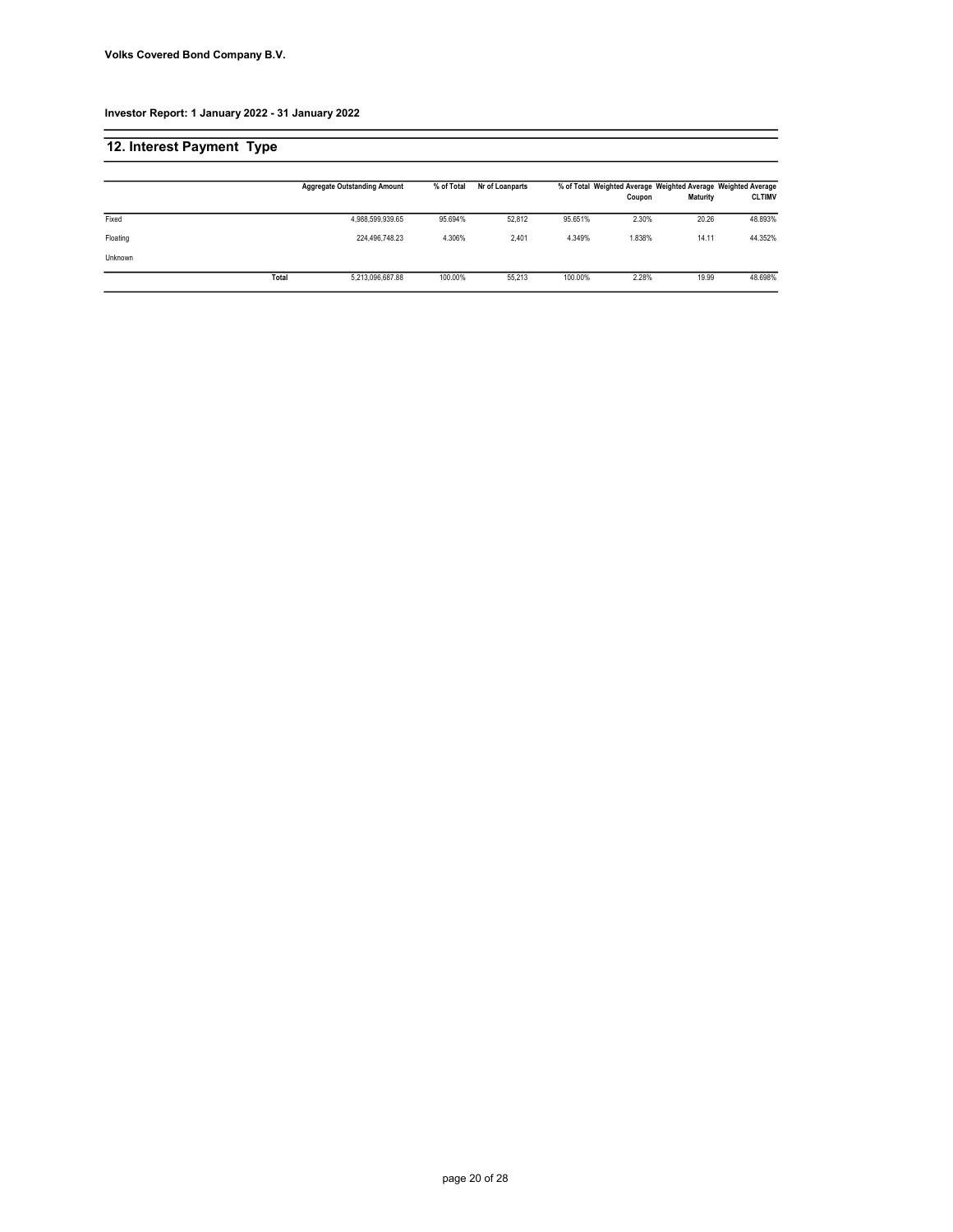**Volks Covered Bond Company B.V.**

**Investor Report: 1 January 2022 - 31 January 2022**

## 12. Interest Payment Type

| | Aggregate Outstanding Amount | % of Total | Nr of Loanparts | % of Total | Weighted Average Coupon | Weighted Average Maturity | Weighted Average CLTIMV |
|---|---|---|---|---|---|---|---|
| Fixed | 4,988,599,939.65 | 95.694% | 52,812 | 95.651% | 2.30% | 20.26 | 48.893% |
| Floating | 224,496,748.23 | 4.306% | 2,401 | 4.349% | 1.838% | 14.11 | 44.352% |
| Unknown | | | | | | | |
| **Total** | 5,213,096,687.88 | 100.00% | 55,213 | 100.00% | 2.28% | 19.99 | 48.698% |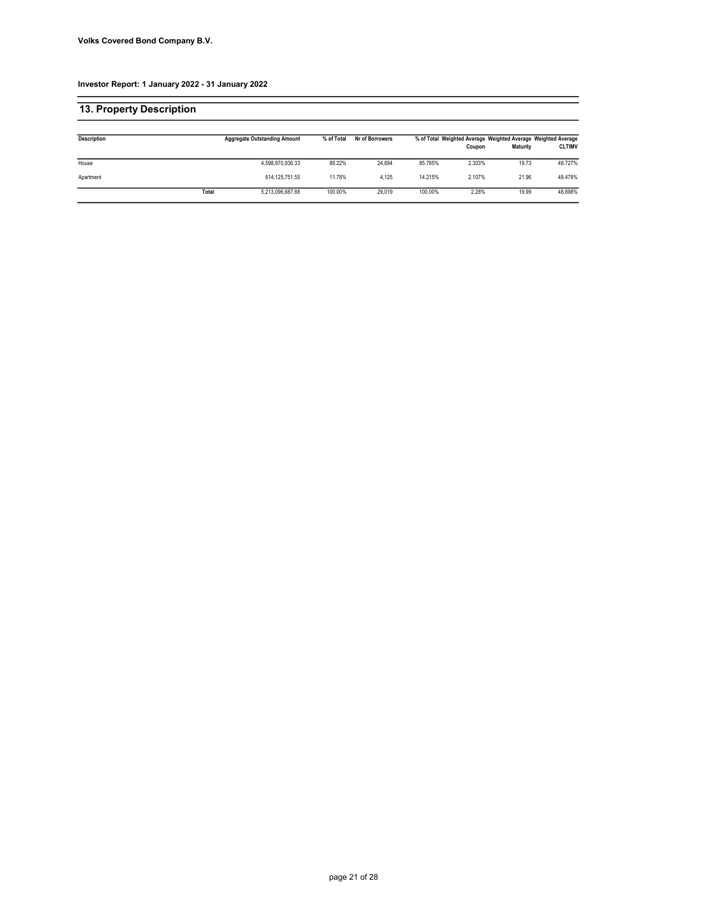Volks Covered Bond Company B.V.

Investor Report: 1 January 2022 - 31 January 2022

## 13. Property Description

| Description | | Aggregate Outstanding Amount | % of Total | Nr of Borrowers | % of Total | Weighted Average Coupon | Weighted Average Maturity | Weighted Average CLTIMV |
|---|---|---|---|---|---|---|---|---|
| House | | 4,598,970,936.33 | 88.22% | 24,894 | 85.785% | 2.303% | 19.73 | 48.727% |
| Apartment | | 614,125,751.55 | 11.78% | 4,125 | 14.215% | 2.107% | 21.96 | 48.478% |
| | Total | 5,213,096,687.88 | 100.00% | 29,019 | 100.00% | 2.28% | 19.99 | 48.698% |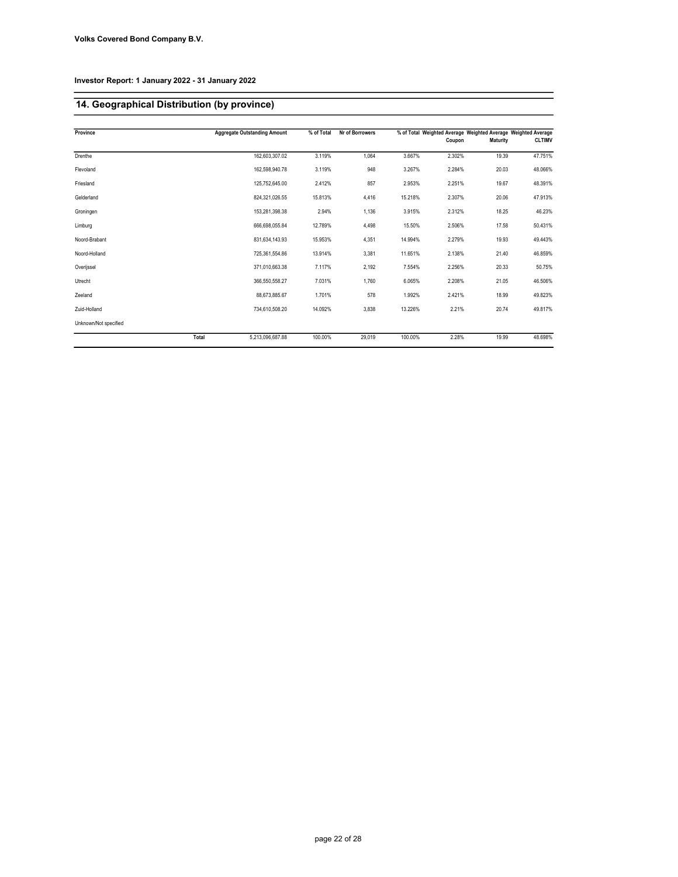**Volks Covered Bond Company B.V.**

**Investor Report: 1 January 2022 - 31 January 2022**

## 14. Geographical Distribution (by province)

| Province | Aggregate Outstanding Amount | % of Total | Nr of Borrowers | % of Total | Weighted Average Coupon | Weighted Average Maturity | Weighted Average CLTIMV |
|---|---|---|---|---|---|---|---|
| Drenthe | 162,603,307.02 | 3.119% | 1,064 | 3.667% | 2.302% | 19.39 | 47.751% |
| Flevoland | 162,598,940.78 | 3.119% | 948 | 3.267% | 2.284% | 20.03 | 48.066% |
| Friesland | 125,752,645.00 | 2.412% | 857 | 2.953% | 2.251% | 19.67 | 48.391% |
| Gelderland | 824,321,026.55 | 15.813% | 4,416 | 15.218% | 2.307% | 20.06 | 47.913% |
| Groningen | 153,281,398.38 | 2.94% | 1,136 | 3.915% | 2.312% | 18.25 | 46.23% |
| Limburg | 666,698,055.84 | 12.789% | 4,498 | 15.50% | 2.506% | 17.58 | 50.431% |
| Noord-Brabant | 831,634,143.93 | 15.953% | 4,351 | 14.994% | 2.279% | 19.93 | 49.443% |
| Noord-Holland | 725,361,554.86 | 13.914% | 3,381 | 11.651% | 2.138% | 21.40 | 46.859% |
| Overijssel | 371,010,663.38 | 7.117% | 2,192 | 7.554% | 2.256% | 20.33 | 50.75% |
| Utrecht | 366,550,558.27 | 7.031% | 1,760 | 6.065% | 2.208% | 21.05 | 46.506% |
| Zeeland | 88,673,885.67 | 1.701% | 578 | 1.992% | 2.421% | 18.99 | 49.823% |
| Zuid-Holland | 734,610,508.20 | 14.092% | 3,838 | 13.226% | 2.21% | 20.74 | 49.817% |
| Unknown/Not specified | | | | | | | |
| **Total** | 5,213,096,687.88 | 100.00% | 29,019 | 100.00% | 2.28% | 19.99 | 48.698% |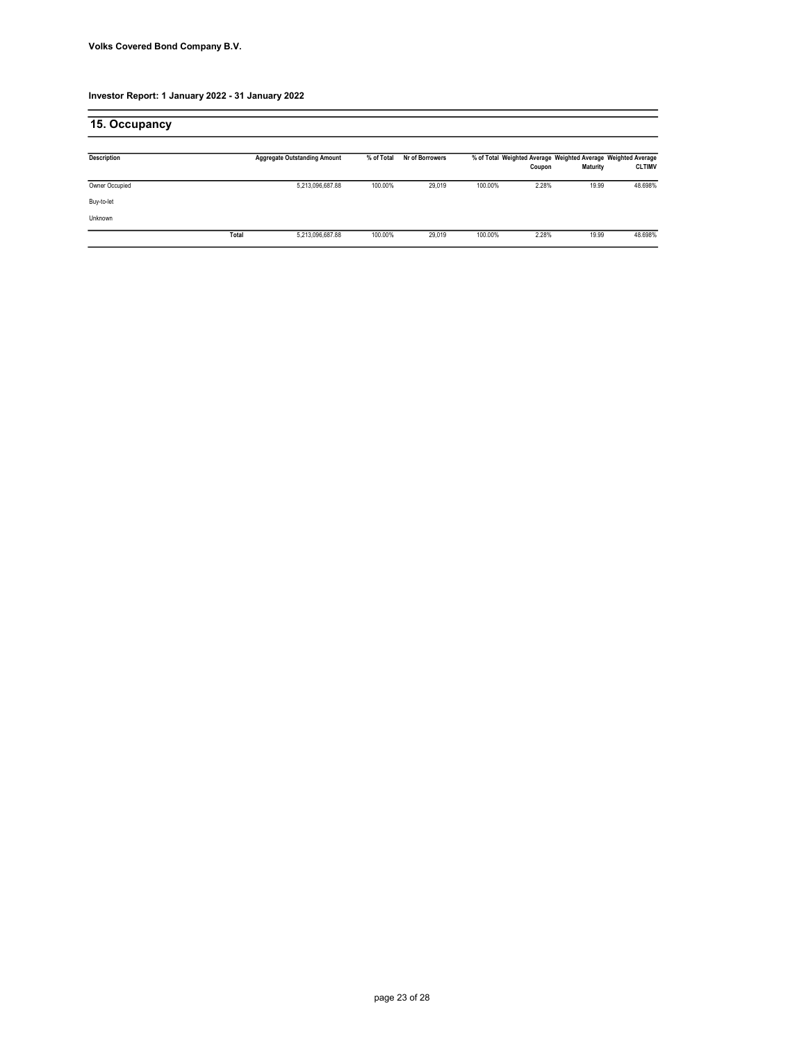**Volks Covered Bond Company B.V.**

**Investor Report: 1 January 2022 - 31 January 2022**

## 15. Occupancy

| Description | | Aggregate Outstanding Amount | % of Total | Nr of Borrowers | % of Total | Weighted Average Coupon | Weighted Average Maturity | Weighted Average CLTIMV |
|---|---|---|---|---|---|---|---|---|
| Owner Occupied | | 5,213,096,687.88 | 100.00% | 29,019 | 100.00% | 2.28% | 19.99 | 48.698% |
| Buy-to-let | | | | | | | | |
| Unknown | | | | | | | | |
| | Total | 5,213,096,687.88 | 100.00% | 29,019 | 100.00% | 2.28% | 19.99 | 48.698% |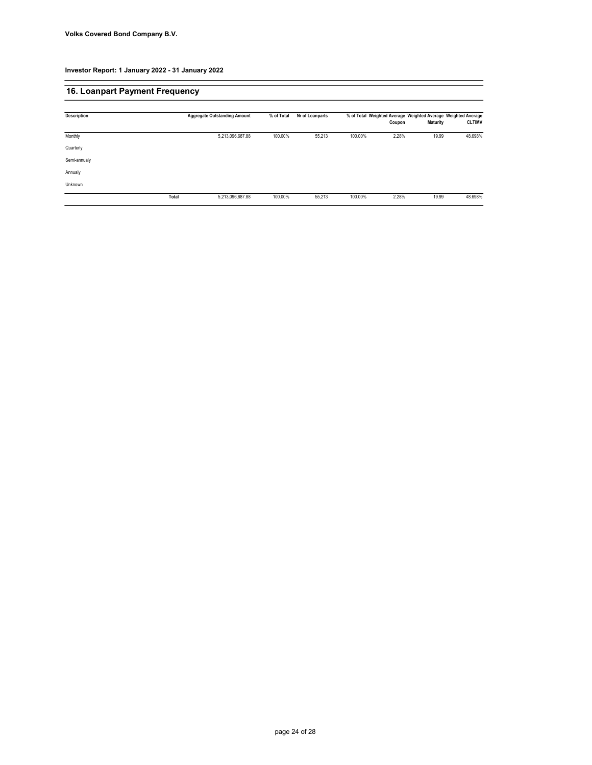**Volks Covered Bond Company B.V.**

**Investor Report: 1 January 2022 - 31 January 2022**

## 16. Loanpart Payment Frequency

| Description | | Aggregate Outstanding Amount | % of Total | Nr of Loanparts | % of Total | Weighted Average Coupon | Weighted Average Maturity | Weighted Average CLTIMV |
|---|---|---|---|---|---|---|---|---|
| Monthly | | 5,213,096,687.88 | 100.00% | 55,213 | 100.00% | 2.28% | 19.99 | 48.698% |
| Quarterly | | | | | | | | |
| Semi-annualy | | | | | | | | |
| Annualy | | | | | | | | |
| Unknown | | | | | | | | |
| | **Total** | 5,213,096,687.88 | 100.00% | 55,213 | 100.00% | 2.28% | 19.99 | 48.698% |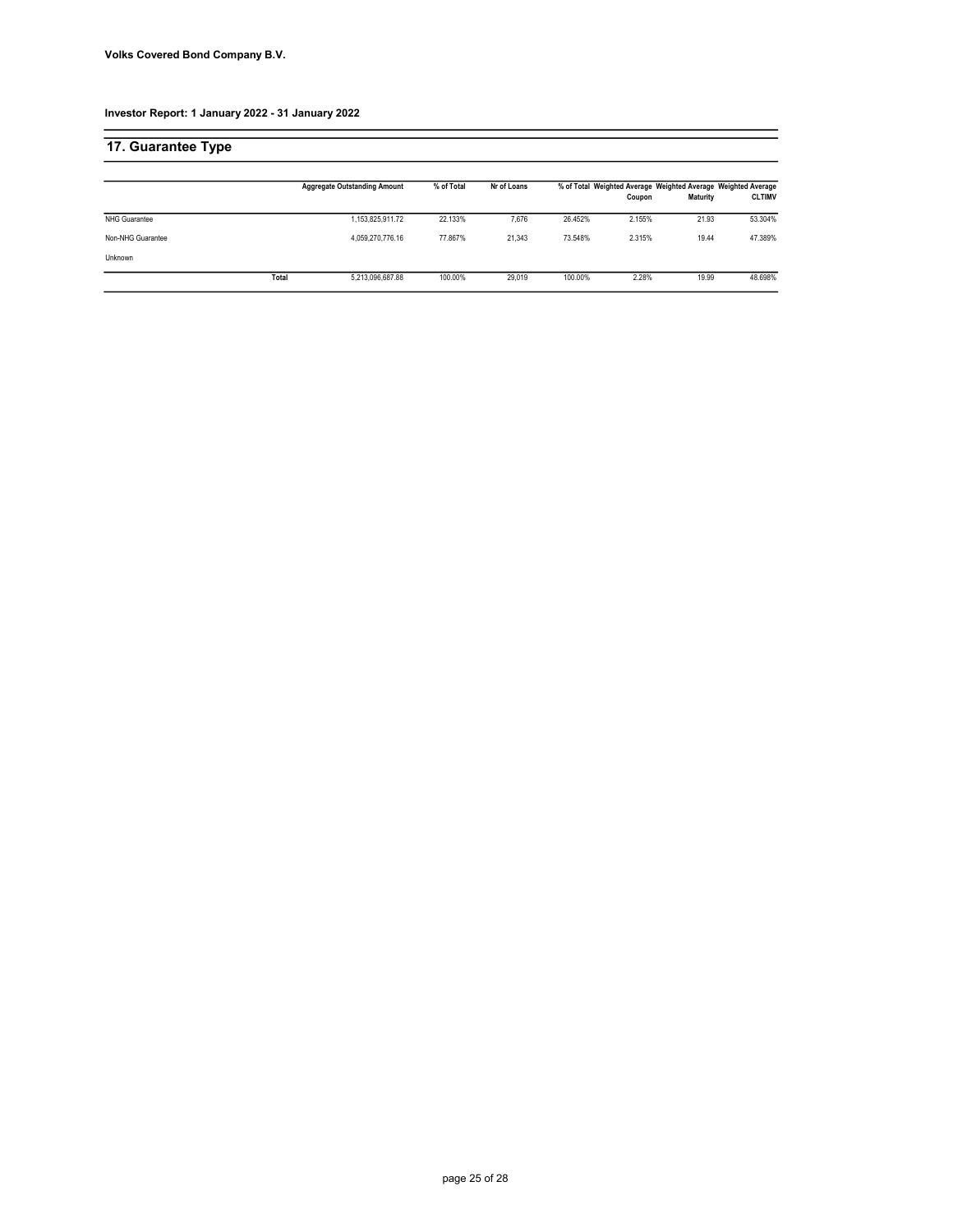**Volks Covered Bond Company B.V.**

**Investor Report: 1 January 2022 - 31 January 2022**

## 17. Guarantee Type

| | | Aggregate Outstanding Amount | % of Total | Nr of Loans | % of Total | Weighted Average Coupon | Weighted Average Maturity | Weighted Average CLTIMV |
|---|---|---|---|---|---|---|---|---|
| NHG Guarantee | | 1,153,825,911.72 | 22.133% | 7,676 | 26.452% | 2.155% | 21.93 | 53.304% |
| Non-NHG Guarantee | | 4,059,270,776.16 | 77.867% | 21,343 | 73.548% | 2.315% | 19.44 | 47.389% |
| Unknown | | | | | | | | |
| | Total | 5,213,096,687.88 | 100.00% | 29,019 | 100.00% | 2.28% | 19.99 | 48.698% |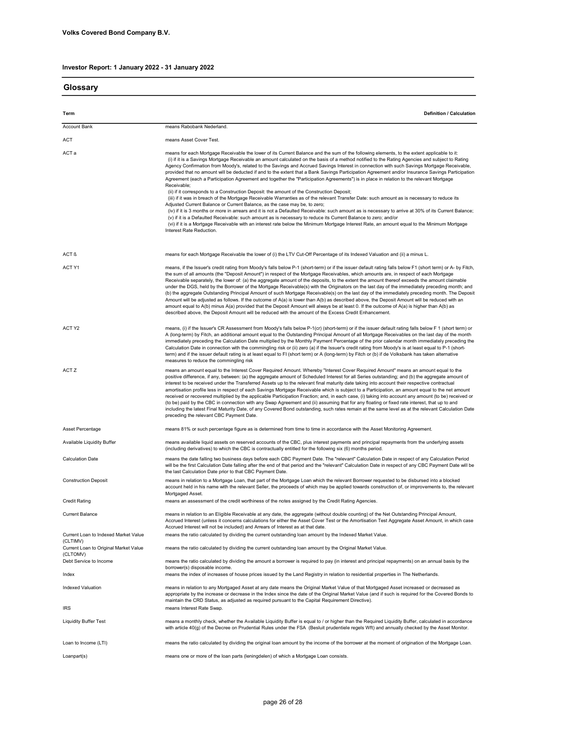**Volks Covered Bond Company B.V.**

**Investor Report: 1 January 2022 - 31 January 2022**

## Glossary

| Term | Definition / Calculation |
|---|---|
| Account Bank | means Rabobank Nederland. |
| ACT | means Asset Cover Test. |
| ACT a | means for each Mortgage Receivable the lower of its Current Balance and the sum of the following elements, to the extent applicable to it: (i) if it is a Savings Mortgage Receivable an amount calculated on the basis of a method notified to the Rating Agencies and subject to Rating Agency Confirmation from Moody's, related to the Savings and Accrued Savings Interest in connection with such Savings Mortgage Receivable, provided that no amount will be deducted if and to the extent that a Bank Savings Participation Agreement and/or Insurance Savings Participation Agreement (each a Participation Agreement and together the "Participation Agreements") is in place in relation to the relevant Mortgage Receivable; (ii) if it corresponds to a Construction Deposit: the amount of the Construction Deposit; (iii) if it was in breach of the Mortgage Receivable Warranties as of the relevant Transfer Date: such amount as is necessary to reduce its Adjusted Current Balance or Current Balance, as the case may be, to zero; (iv) if it is 3 months or more in arrears and it is not a Defaulted Receivable: such amount as is necessary to arrive at 30% of its Current Balance; (v) if it is a Defaulted Receivable: such amount as is necessary to reduce its Current Balance to zero; and/or (vi) if it is a Mortgage Receivable with an interest rate below the Minimum Mortgage Interest Rate, an amount equal to the Minimum Mortgage Interest Rate Reduction. |
| ACT ß | means for each Mortgage Receivable the lower of (i) the LTV Cut-Off Percentage of its Indexed Valuation and (ii) a minus L. |
| ACT Y1 | means, if the Issuer's credit rating from Moody's falls below P-1 (short-term) or if the issuer default rating falls below F1 (short term) or A- by Fitch, the sum of all amounts (the "Deposit Amount") in respect of the Mortgage Receivables, which amounts are, in respect of each Mortgage Receivable separately, the lower of: (a) the aggregate amount of the deposits, to the extent the amount thereof exceeds the amount claimable under the DGS, held by the Borrower of the Mortgage Receivable(s) with the Originators on the last day of the immediately preceding month; and (b) the aggregate Outstanding Principal Amount of such Mortgage Receivable(s) on the last day of the immediately preceding month. The Deposit Amount will be adjusted as follows. If the outcome of A(a) is lower than A(b) as described above, the Deposit Amount will be reduced with an amount equal to A(b) minus A(a) provided that the Deposit Amount will always be at least 0. If the outcome of A(a) is higher than A(b) as described above, the Deposit Amount will be reduced with the amount of the Excess Credit Enhancement. |
| ACT Y2 | means, (i) if the Issuer's CR Assessment from Moody's falls below P-1(cr) (short-term) or if the issuer default rating falls below F 1 (short term) or A (long-term) by Fitch, an additional amount equal to the Outstanding Principal Amount of all Mortgage Receivables on the last day of the month immediately preceding the Calculation Date multiplied by the Monthly Payment Percentage of the prior calendar month immediately preceding the Calculation Date in connection with the commingling risk or (ii) zero (a) if the Issuer's credit rating from Moody's is at least equal to P-1 (short-term) and if the issuer default rating is at least equal to FI (short term) or A (long-term) by Fitch or (b) if de Volksbank has taken alternative measures to reduce the commingling risk |
| ACT Z | means an amount equal to the Interest Cover Required Amount. Whereby "Interest Cover Required Amount" means an amount equal to the positive difference, if any, between: (a) the aggregate amount of Scheduled Interest for all Series outstanding; and (b) the aggregate amount of interest to be received under the Transferred Assets up to the relevant final maturity date taking into account their respective contractual amortisation profile less in respect of each Savings Mortgage Receivable which is subject to a Participation, an amount equal to the net amount received or recovered multiplied by the applicable Participation Fraction; and, in each case, (i) taking into account any amount (to be) received or (to be) paid by the CBC in connection with any Swap Agreement and (ii) assuming that for any floating or fixed rate interest, that up to and including the latest Final Maturity Date, of any Covered Bond outstanding, such rates remain at the same level as at the relevant Calculation Date preceding the relevant CBC Payment Date. |
| Asset Percentage | means 81% or such percentage figure as is determined from time to time in accordance with the Asset Monitoring Agreement. |
| Available Liquidity Buffer | means available liquid assets on reserved accounts of the CBC, plus interest payments and principal repayments from the underlying assets (including derivatives) to which the CBC is contractually entitled for the following six (6) months period. |
| Calculation Date | means the date falling two business days before each CBC Payment Date. The "relevant" Calculation Date in respect of any Calculation Period will be the first Calculation Date falling after the end of that period and the "relevant" Calculation Date in respect of any CBC Payment Date will be the last Calculation Date prior to that CBC Payment Date. |
| Construction Deposit | means in relation to a Mortgage Loan, that part of the Mortgage Loan which the relevant Borrower requested to be disbursed into a blocked account held in his name with the relevant Seller, the proceeds of which may be applied towards construction of, or improvements to, the relevant Mortgaged Asset. |
| Credit Rating | means an assessment of the credit worthiness of the notes assigned by the Credit Rating Agencies. |
| Current Balance | means in relation to an Eligible Receivable at any date, the aggregate (without double counting) of the Net Outstanding Principal Amount, Accrued Interest (unless it concerns calculations for either the Asset Cover Test or the Amortisation Test Aggregate Asset Amount, in which case Accrued Interest will not be included) and Arrears of Interest as at that date. |
| Current Loan to Indexed Market Value (CLTIMV) | means the ratio calculated by dividing the current outstanding loan amount by the Indexed Market Value. |
| Current Loan to Original Market Value (CLTOMV) | means the ratio calculated by dividing the current outstanding loan amount by the Original Market Value. |
| Debt Service to Income | means the ratio calculated by dividing the amount a borrower is required to pay (in interest and principal repayments) on an annual basis by the borrower(s) disposable income. |
| Index | means the index of increases of house prices issued by the Land Registry in relation to residential properties in The Netherlands. |
| Indexed Valuation | means in relation to any Mortgaged Asset at any date means the Original Market Value of that Mortgaged Asset increased or decreased as appropriate by the increase or decrease in the Index since the date of the Original Market Value (and if such is required for the Covered Bonds to maintain the CRD Status, as adjusted as required pursuant to the Capital Requirement Directive). |
| IRS | means Interest Rate Swap. |
| Liquidity Buffer Test | means a monthly check, whether the Available Liquidity Buffer is equal to / or higher than the Required Liquidity Buffer, calculated in accordance with article 40(g) of the Decree on Prudential Rules under the FSA (Besluit prudentiele regels Wft) and annually checked by the Asset Monitor. |
| Loan to Income (LTI) | means the ratio calculated by dividing the original loan amount by the income of the borrower at the moment of origination of the Mortgage Loan. |
| Loanpart(s) | means one or more of the loan parts (leningdelen) of which a Mortgage Loan consists. |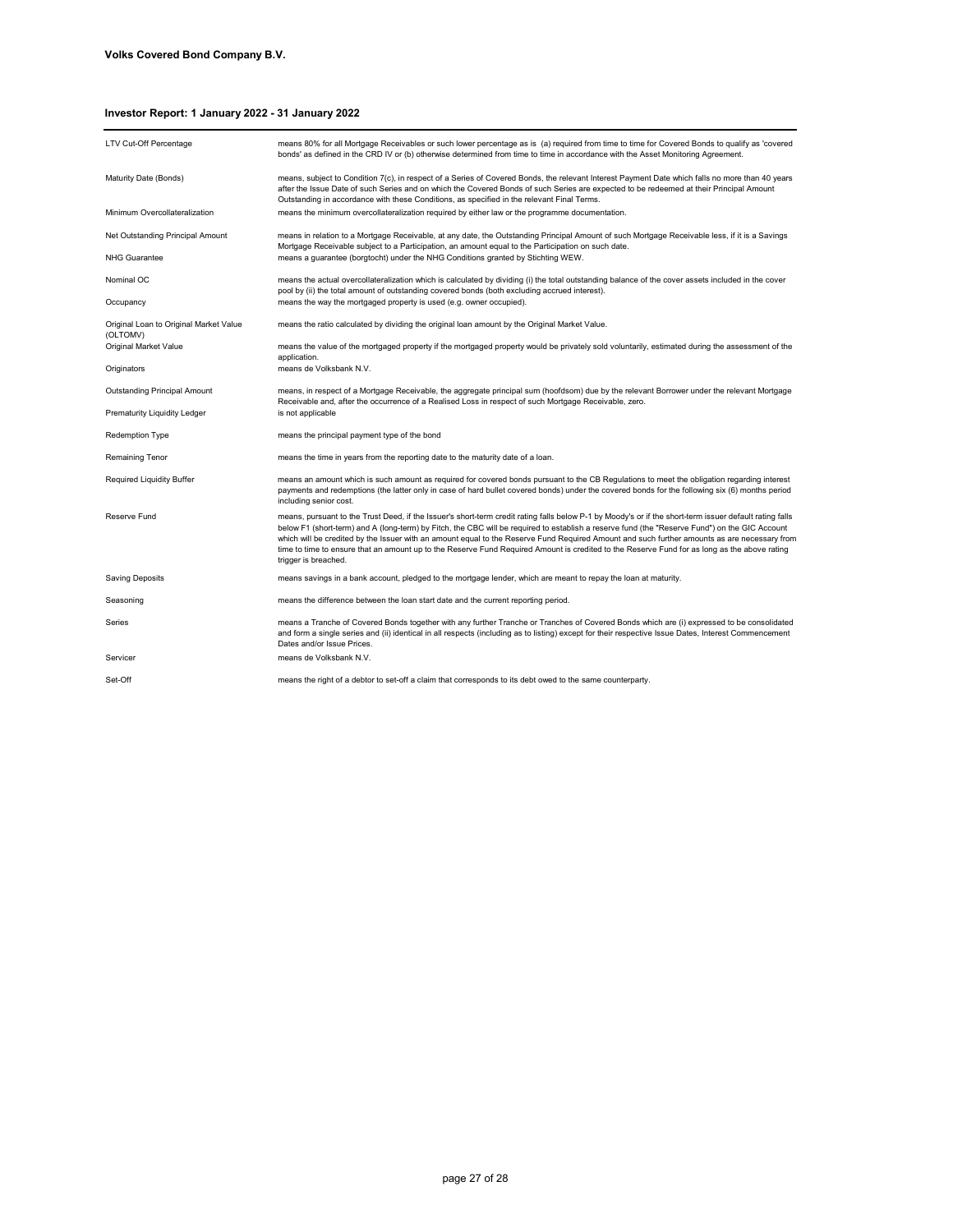| | |
|---|---|
| LTV Cut-Off Percentage | means 80% for all Mortgage Receivables or such lower percentage as is (a) required from time to time for Covered Bonds to qualify as 'covered bonds' as defined in the CRD IV or (b) otherwise determined from time to time in accordance with the Asset Monitoring Agreement. |
| Maturity Date (Bonds) | means, subject to Condition 7(c), in respect of a Series of Covered Bonds, the relevant Interest Payment Date which falls no more than 40 years after the Issue Date of such Series and on which the Covered Bonds of such Series are expected to be redeemed at their Principal Amount Outstanding in accordance with these Conditions, as specified in the relevant Final Terms. |
| Minimum Overcollateralization | means the minimum overcollateralization required by either law or the programme documentation. |
| Net Outstanding Principal Amount | means in relation to a Mortgage Receivable, at any date, the Outstanding Principal Amount of such Mortgage Receivable less, if it is a Savings Mortgage Receivable subject to a Participation, an amount equal to the Participation on such date. |
| NHG Guarantee | means a guarantee (borgtocht) under the NHG Conditions granted by Stichting WEW. |
| Nominal OC | means the actual overcollateralization which is calculated by dividing (i) the total outstanding balance of the cover assets included in the cover pool by (ii) the total amount of outstanding covered bonds (both excluding accrued interest). |
| Occupancy | means the way the mortgaged property is used (e.g. owner occupied). |
| Original Loan to Original Market Value (OLTOMV) | means the ratio calculated by dividing the original loan amount by the Original Market Value. |
| Original Market Value | means the value of the mortgaged property if the mortgaged property would be privately sold voluntarily, estimated during the assessment of the application. |
| Originators | means de Volksbank N.V. |
| Outstanding Principal Amount | means, in respect of a Mortgage Receivable, the aggregate principal sum (hoofdsom) due by the relevant Borrower under the relevant Mortgage Receivable and, after the occurrence of a Realised Loss in respect of such Mortgage Receivable, zero. |
| Prematurity Liquidity Ledger | is not applicable |
| Redemption Type | means the principal payment type of the bond |
| Remaining Tenor | means the time in years from the reporting date to the maturity date of a loan. |
| Required Liquidity Buffer | means an amount which is such amount as required for covered bonds pursuant to the CB Regulations to meet the obligation regarding interest payments and redemptions (the latter only in case of hard bullet covered bonds) under the covered bonds for the following six (6) months period including senior cost. |
| Reserve Fund | means, pursuant to the Trust Deed, if the Issuer's short-term credit rating falls below P-1 by Moody's or if the short-term issuer default rating falls below F1 (short-term) and A (long-term) by Fitch, the CBC will be required to establish a reserve fund (the "Reserve Fund") on the GIC Account which will be credited by the Issuer with an amount equal to the Reserve Fund Required Amount and such further amounts as are necessary from time to time to ensure that an amount up to the Reserve Fund Required Amount is credited to the Reserve Fund for as long as the above rating trigger is breached. |
| Saving Deposits | means savings in a bank account, pledged to the mortgage lender, which are meant to repay the loan at maturity. |
| Seasoning | means the difference between the loan start date and the current reporting period. |
| Series | means a Tranche of Covered Bonds together with any further Tranche or Tranches of Covered Bonds which are (i) expressed to be consolidated and form a single series and (ii) identical in all respects (including as to listing) except for their respective Issue Dates, Interest Commencement Dates and/or Issue Prices. |
| Servicer | means de Volksbank N.V. |
| Set-Off | means the right of a debtor to set-off a claim that corresponds to its debt owed to the same counterparty. |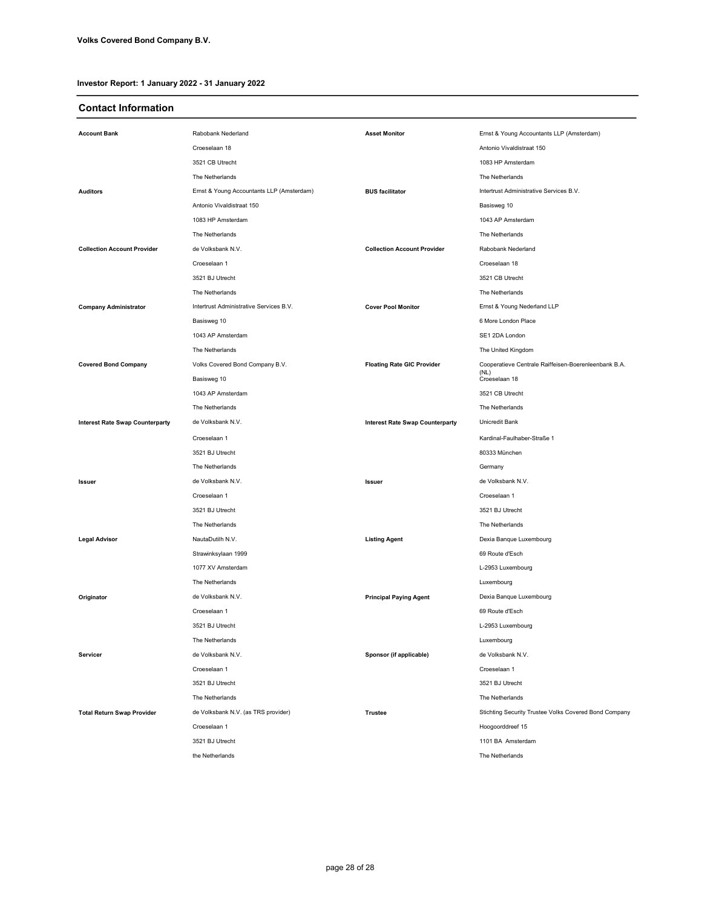**Volks Covered Bond Company B.V.**

**Investor Report: 1 January 2022 - 31 January 2022**

## Contact Information

| | | | |
|---|---|---|---|
| **Account Bank** | Rabobank Nederland | **Asset Monitor** | Ernst & Young Accountants LLP (Amsterdam) |
| | Croeselaan 18 | | Antonio Vivaldistraat 150 |
| | 3521 CB Utrecht | | 1083 HP Amsterdam |
| | The Netherlands | | The Netherlands |
| **Auditors** | Ernst & Young Accountants LLP (Amsterdam) | **BUS facilitator** | Intertrust Administrative Services B.V. |
| | Antonio Vivaldistraat 150 | | Basisweg 10 |
| | 1083 HP Amsterdam | | 1043 AP Amsterdam |
| | The Netherlands | | The Netherlands |
| **Collection Account Provider** | de Volksbank N.V. | **Collection Account Provider** | Rabobank Nederland |
| | Croeselaan 1 | | Croeselaan 18 |
| | 3521 BJ Utrecht | | 3521 CB Utrecht |
| | The Netherlands | | The Netherlands |
| **Company Administrator** | Intertrust Administrative Services B.V. | **Cover Pool Monitor** | Ernst & Young Nederland LLP |
| | Basisweg 10 | | 6 More London Place |
| | 1043 AP Amsterdam | | SE1 2DA London |
| | The Netherlands | | The United Kingdom |
| **Covered Bond Company** | Volks Covered Bond Company B.V. | **Floating Rate GIC Provider** | Cooperatieve Centrale Raiffeisen-Boerenleenbank B.A. (NL) |
| | Basisweg 10 | | Croeselaan 18 |
| | 1043 AP Amsterdam | | 3521 CB Utrecht |
| | The Netherlands | | The Netherlands |
| **Interest Rate Swap Counterparty** | de Volksbank N.V. | **Interest Rate Swap Counterparty** | Unicredit Bank |
| | Croeselaan 1 | | Kardinal-Faulhaber-Straße 1 |
| | 3521 BJ Utrecht | | 80333 München |
| | The Netherlands | | Germany |
| **Issuer** | de Volksbank N.V. | **Issuer** | de Volksbank N.V. |
| | Croeselaan 1 | | Croeselaan 1 |
| | 3521 BJ Utrecht | | 3521 BJ Utrecht |
| | The Netherlands | | The Netherlands |
| **Legal Advisor** | NautaDutilh N.V. | **Listing Agent** | Dexia Banque Luxembourg |
| | Strawinksylaan 1999 | | 69 Route d'Esch |
| | 1077 XV Amsterdam | | L-2953 Luxembourg |
| | The Netherlands | | Luxembourg |
| **Originator** | de Volksbank N.V. | **Principal Paying Agent** | Dexia Banque Luxembourg |
| | Croeselaan 1 | | 69 Route d'Esch |
| | 3521 BJ Utrecht | | L-2953 Luxembourg |
| | The Netherlands | | Luxembourg |
| **Servicer** | de Volksbank N.V. | **Sponsor (if applicable)** | de Volksbank N.V. |
| | Croeselaan 1 | | Croeselaan 1 |
| | 3521 BJ Utrecht | | 3521 BJ Utrecht |
| | The Netherlands | | The Netherlands |
| **Total Return Swap Provider** | de Volksbank N.V. (as TRS provider) | **Trustee** | Stichting Security Trustee Volks Covered Bond Company |
| | Croeselaan 1 | | Hoogoorddreef 15 |
| | 3521 BJ Utrecht | | 1101 BA Amsterdam |
| | the Netherlands | | The Netherlands |